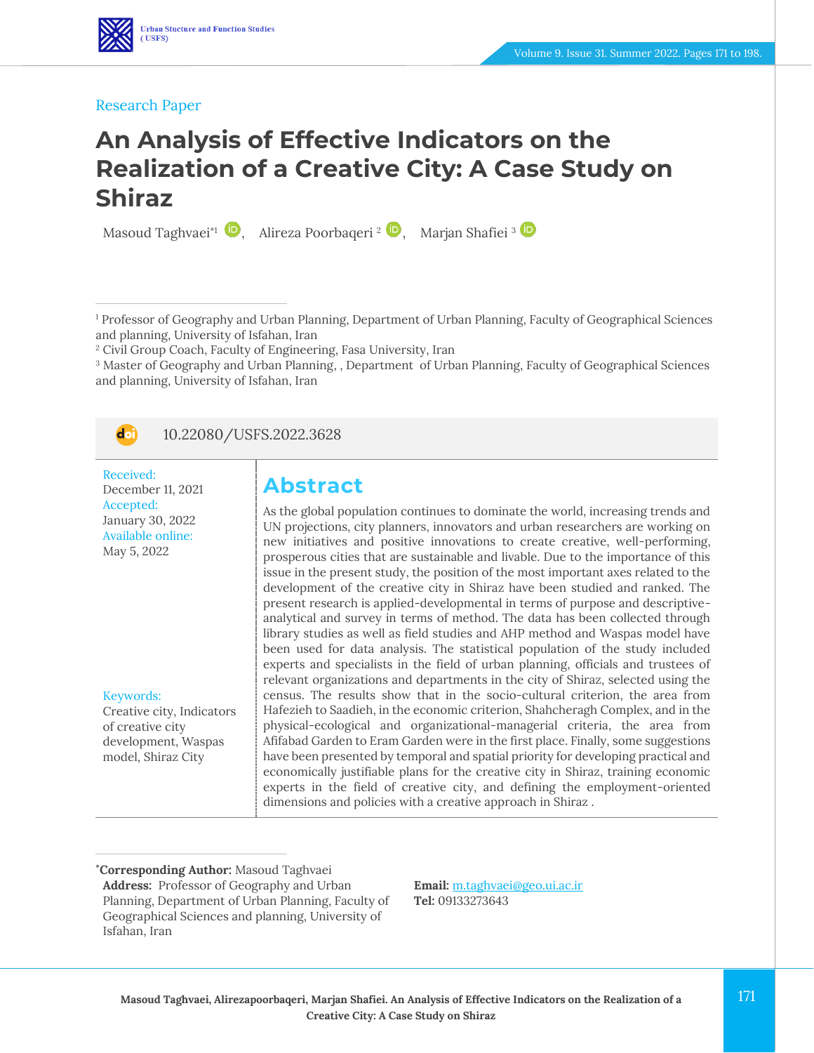Research Paper

# An Analysis of Effective Indicators on the Realization of a Creative City: A Case Study on Shiraz

Masoud Taghvaei*[1], Alireza Poorbaqeri [2], Marjan Shafiei [3]

[1] Professor of Geography and Urban Planning, Department of Urban Planning, Faculty of Geographical Sciences and planning, University of Isfahan, Iran
[2] Civil Group Coach, Faculty of Engineering, Fasa University, Iran
[3] Master of Geography and Urban Planning, , Department of Urban Planning, Faculty of Geographical Sciences and planning, University of Isfahan, Iran

10.22080/USFS.2022.3628

Received:
December 11, 2021
Accepted:
January 30, 2022
Available online:
May 5, 2022

Keywords:
Creative city, Indicators of creative city development, Waspas model, Shiraz City

## Abstract

As the global population continues to dominate the world, increasing trends and UN projections, city planners, innovators and urban researchers are working on new initiatives and positive innovations to create creative, well-performing, prosperous cities that are sustainable and livable. Due to the importance of this issue in the present study, the position of the most important axes related to the development of the creative city in Shiraz have been studied and ranked. The present research is applied-developmental in terms of purpose and descriptive-analytical and survey in terms of method. The data has been collected through library studies as well as field studies and AHP method and Waspas model have been used for data analysis. The statistical population of the study included experts and specialists in the field of urban planning, officials and trustees of relevant organizations and departments in the city of Shiraz, selected using the census. The results show that in the socio-cultural criterion, the area from Hafezieh to Saadieh, in the economic criterion, Shahcheragh Complex, and in the physical-ecological and organizational-managerial criteria, the area from Afifabad Garden to Eram Garden were in the first place. Finally, some suggestions have been presented by temporal and spatial priority for developing practical and economically justifiable plans for the creative city in Shiraz, training economic experts in the field of creative city, and defining the employment-oriented dimensions and policies with a creative approach in Shiraz .

*Corresponding Author: Masoud Taghvaei
**Address:** Professor of Geography and Urban Planning, Department of Urban Planning, Faculty of Geographical Sciences and planning, University of Isfahan, Iran

**Email:** m.taghvaei@geo.ui.ac.ir
**Tel:** 09133273643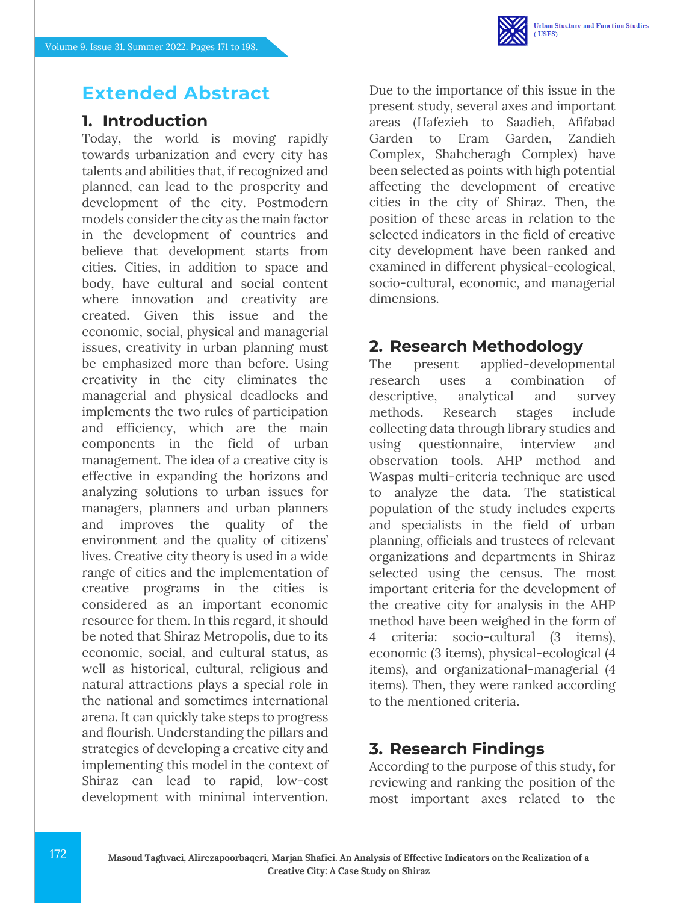# Extended Abstract

## 1. Introduction

Today, the world is moving rapidly towards urbanization and every city has talents and abilities that, if recognized and planned, can lead to the prosperity and development of the city. Postmodern models consider the city as the main factor in the development of countries and believe that development starts from cities. Cities, in addition to space and body, have cultural and social content where innovation and creativity are created. Given this issue and the economic, social, physical and managerial issues, creativity in urban planning must be emphasized more than before. Using creativity in the city eliminates the managerial and physical deadlocks and implements the two rules of participation and efficiency, which are the main components in the field of urban management. The idea of a creative city is effective in expanding the horizons and analyzing solutions to urban issues for managers, planners and urban planners and improves the quality of the environment and the quality of citizens' lives. Creative city theory is used in a wide range of cities and the implementation of creative programs in the cities is considered as an important economic resource for them. In this regard, it should be noted that Shiraz Metropolis, due to its economic, social, and cultural status, as well as historical, cultural, religious and natural attractions plays a special role in the national and sometimes international arena. It can quickly take steps to progress and flourish. Understanding the pillars and strategies of developing a creative city and implementing this model in the context of Shiraz can lead to rapid, low-cost development with minimal intervention. Due to the importance of this issue in the present study, several axes and important areas (Hafezieh to Saadieh, Afifabad Garden to Eram Garden, Zandieh Complex, Shahcheragh Complex) have been selected as points with high potential affecting the development of creative cities in the city of Shiraz. Then, the position of these areas in relation to the selected indicators in the field of creative city development have been ranked and examined in different physical-ecological, socio-cultural, economic, and managerial dimensions.

## 2. Research Methodology

The present applied-developmental research uses a combination of descriptive, analytical and survey methods. Research stages include collecting data through library studies and using questionnaire, interview and observation tools. AHP method and Waspas multi-criteria technique are used to analyze the data. The statistical population of the study includes experts and specialists in the field of urban planning, officials and trustees of relevant organizations and departments in Shiraz selected using the census. The most important criteria for the development of the creative city for analysis in the AHP method have been weighed in the form of 4 criteria: socio-cultural (3 items), economic (3 items), physical-ecological (4 items), and organizational-managerial (4 items). Then, they were ranked according to the mentioned criteria.

## 3. Research Findings

According to the purpose of this study, for reviewing and ranking the position of the most important axes related to the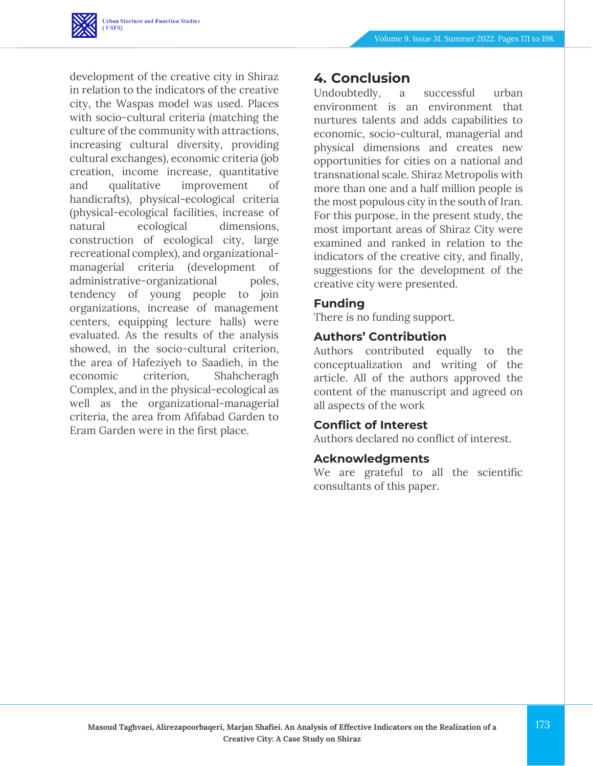development of the creative city in Shiraz in relation to the indicators of the creative city, the Waspas model was used. Places with socio-cultural criteria (matching the culture of the community with attractions, increasing cultural diversity, providing cultural exchanges), economic criteria (job creation, income increase, quantitative and qualitative improvement of handicrafts), physical-ecological criteria (physical-ecological facilities, increase of natural ecological dimensions, construction of ecological city, large recreational complex), and organizational-managerial criteria (development of administrative-organizational poles, tendency of young people to join organizations, increase of management centers, equipping lecture halls) were evaluated. As the results of the analysis showed, in the socio-cultural criterion, the area of Hafeziyeh to Saadieh, in the economic criterion, Shahcheragh Complex, and in the physical-ecological as well as the organizational-managerial criteria, the area from Afifabad Garden to Eram Garden were in the first place.

## 4. Conclusion

Undoubtedly, a successful urban environment is an environment that nurtures talents and adds capabilities to economic, socio-cultural, managerial and physical dimensions and creates new opportunities for cities on a national and transnational scale. Shiraz Metropolis with more than one and a half million people is the most populous city in the south of Iran. For this purpose, in the present study, the most important areas of Shiraz City were examined and ranked in relation to the indicators of the creative city, and finally, suggestions for the development of the creative city were presented.

### Funding

There is no funding support.

### Authors' Contribution

Authors contributed equally to the conceptualization and writing of the article. All of the authors approved the content of the manuscript and agreed on all aspects of the work

### Conflict of Interest

Authors declared no conflict of interest.

### Acknowledgments

We are grateful to all the scientific consultants of this paper.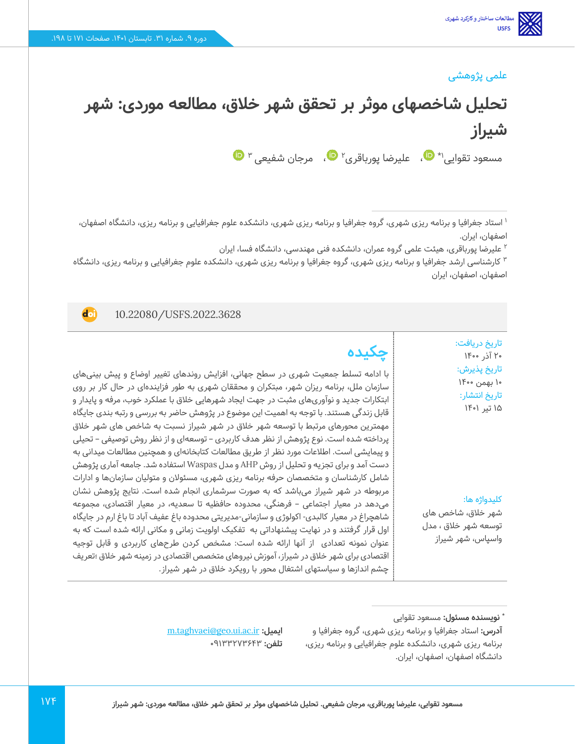علمی پژوهشی

# تحلیل شاخصهای موثر بر تحقق شهر خلاق، مطالعه موردی: شهر شیراز

مسعود تقوایی[1]*، علیرضا پورباقری[2]، مرجان شفیعی [3]

[1] استاد جغرافیا و برنامه ریزی شهری، گروه جغرافیا و برنامه ریزی شهری، دانشکده علوم جغرافیایی و برنامه ریزی، دانشگاه اصفهان، اصفهان، ایران.

[2] علیرضا پورباقری، هیئت علمی گروه عمران، دانشکده فنی مهندسی، دانشگاه فسا، ایران

[3] کارشناسی ارشد جغرافیا و برنامه ریزی شهری، گروه جغرافیا و برنامه ریزی شهری، دانشکده علوم جغرافیایی و برنامه ریزی، دانشگاه اصفهان، اصفهان، ایران

10.22080/USFS.2022.3628

تاریخ دریافت:
۲۰ آذر ۱۴۰۰

تاریخ پذیرش:
۱۰ بهمن ۱۴۰۰

تاریخ انتشار:
۱۵ تیر ۱۴۰۱

## چکیده

با ادامه تسلط جمعیت شهری در سطح جهانی، افزایش روندهای تغییر اوضاع و پیش بینی‌های سازمان ملل، برنامه ریزان شهر، مبتکران و محققان شهری به طور فزاینده‌ای در حال کار بر روی ابتکارات جدید و نوآوری‌های مثبت در جهت ایجاد شهرهایی خلاق با عملکرد خوب، مرفه و پایدار و قابل زندگی هستند. با توجه به اهمیت این موضوع در پژوهش حاضر به بررسی و رتبه بندی جایگاه مهمترین محورهای مرتبط با توسعه شهر خلاق در شهر شیراز نسبت به شاخص های شهر خلاق پرداخته شده است. نوع پژوهش از نظر هدف کاربردی – توسعه‌ای و از نظر روش توصیفی – تحلیلی و پیمایشی است. اطلاعات مورد نظر از طریق مطالعات کتابخانه‌ای و همچنین مطالعات میدانی به دست آمد و برای تجزیه و تحلیل از روش AHP و مدل Waspas استفاده شد. جامعه آماری پژوهش شامل کارشناسان و متخصصان حرفه برنامه ریزی شهری، مسئولان و متولیان سازمان‌ها و ادارات مربوطه در شهر شیراز می‌باشد که به صورت سرشماری انجام شده است. نتایج پژوهش نشان می‌دهد در معیار اجتماعی – فرهنگی، محدوده حافظیه تا سعدیه، در معیار اقتصادی، مجموعه شاهچراغ در معیار کالبدی- اکولوژی و سازمانی-مدیریتی محدوده باغ عفیف آباد تا باغ ارم در جایگاه اول قرار گرفتند و در نهایت پیشنهاداتی به تفکیک اولویت زمانی و مکانی ارائه شده است که به عنوان نمونه تعدادی از آنها ارائه شده است: مشخص کردن طرح‌های کاربردی و قابل توجیه اقتصادی برای شهر خلاق در شیراز، آموزش نیروهای متخصص اقتصادی در زمینه شهر خلاق ؛تعریف چشم اندازها و سیاستهای اشتغال محور با رویکرد خلاق در شهر شیراز.

کلیدواژه ها:
شهر خلاق، شاخص های توسعه شهر خلاق ، مدل واسپاس، شهر شیراز

* **نویسنده مسئول:** مسعود تقوایی
**آدرس:** استاد جغرافیا و برنامه ریزی شهری، گروه جغرافیا و برنامه ریزی شهری، دانشکده علوم جغرافیایی و برنامه ریزی، دانشگاه اصفهان، اصفهان، ایران.
**ایمیل:** m.taghvaei@geo.ui.ac.ir
**تلفن:** ۰۹۱۳۳۲۷۳۶۴۳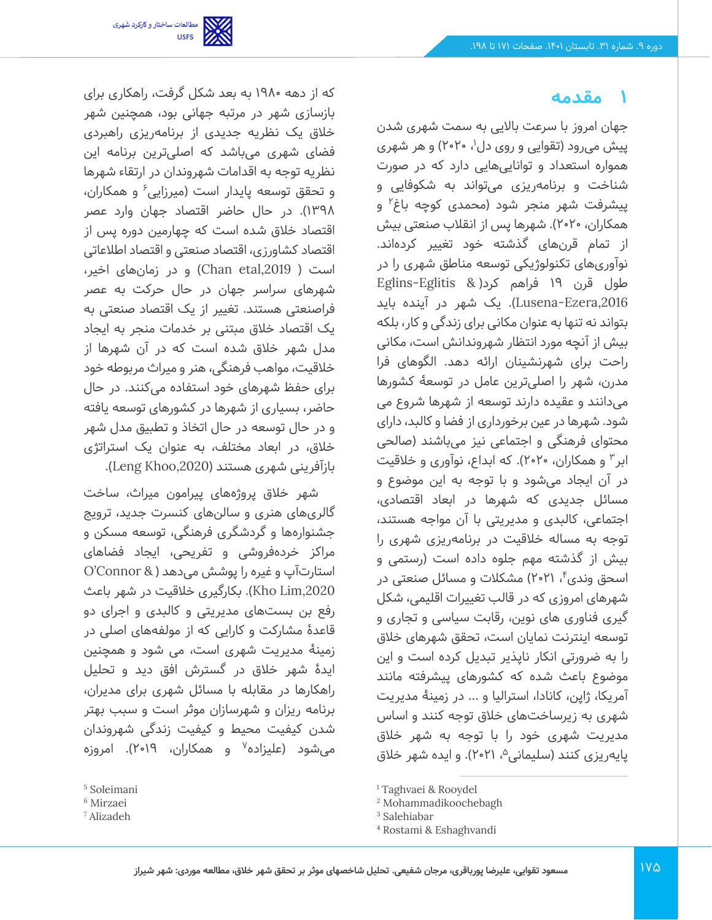# ۱ مقدمه

جهان امروز با سرعت بالایی به سمت شهری شدن پیش می‌رود (تقوایی و روی دل[1]، ۲۰۲۰) و هر شهری همواره استعداد و توانایی‌هایی دارد که در صورت شناخت و برنامه‌ریزی می‌تواند به شکوفایی و پیشرفت شهر منجر شود (محمدی کوچه باغ[2] و همکاران، ۲۰۲۰). شهرها پس از انقلاب صنعتی بیش از تمام قرن‌های گذشته خود تغییر کرده‌اند. نوآوری‌های تکنولوژیکی توسعه مناطق شهری را در طول قرن ۱۹ فراهم کرد(Eglins-Eglitis & Lusena-Ezera,2016). یک شهر در آینده باید بتواند نه تنها به عنوان مکانی برای زندگی و کار، بلکه بیش از آنچه مورد انتظار شهروندانش است، مکانی راحت برای شهرنشینان ارائه دهد. الگوهای فرا مدرن، شهر را اصلی‌ترین عامل در توسعهٔ کشورها می‌دانند و عقیده دارند توسعه از شهرها شروع می شود. شهرها در عین برخورداری از فضا و کالبد، دارای محتوای فرهنگی و اجتماعی نیز می‌باشند (صالحی ابر[3] و همکاران، ۲۰۲۰). که ابداع، نوآوری و خلاقیت در آن ایجاد می‌شود و با توجه به این موضوع و مسائل جدیدی که شهرها در ابعاد اقتصادی، اجتماعی، کالبدی و مدیریتی با آن مواجه هستند، توجه به مساله خلاقیت در برنامه‌ریزی شهری را بیش از گذشته مهم جلوه داده است (رستمی و اسحق وندی[4]، ۲۰۲۱) مشکلات و مسائل صنعتی در شهرهای امروزی که در قالب تغییرات اقلیمی، شکل گیری فناوری های نوین، رقابت سیاسی و تجاری و توسعه اینترنت نمایان است، تحقق شهرهای خلاق را به ضرورتی انکار ناپذیر تبدیل کرده است و این موضوع باعث شده که کشورهای پیشرفته مانند آمریکا، ژاپن، کانادا، استرالیا و ... در زمینهٔ مدیریت شهری به زیرساخت‌های خلاق توجه کنند و اساس مدیریت شهری خود را با توجه به شهر خلاق پایه‌ریزی کنند (سلیمانی[5]، ۲۰۲۱). و ایده شهر خلاق که از دهه ۱۹۸۰ به بعد شکل گرفت، راهکاری برای بازسازی شهر در مرتبه جهانی بود، همچنین شهر خلاق یک نظریه جدیدی از برنامه‌ریزی راهبردی فضای شهری می‌باشد که اصلی‌ترین برنامه این نظریه توجه به اقدامات شهروندان در ارتقاء شهرها و تحقق توسعه پایدار است (میرزایی[6] و همکاران، ۱۳۹۸). در حال حاضر اقتصاد جهان وارد عصر اقتصاد خلاق شده است که چهارمین دوره پس از اقتصاد کشاورزی، اقتصاد صنعتی و اقتصاد اطلاعاتی است (Chan etal,2019) و در زمان‌های اخیر، شهرهای سراسر جهان در حال حرکت به عصر فراصنعتی هستند. تغییر از یک اقتصاد صنعتی به یک اقتصاد خلاق مبتنی بر خدمات منجر به ایجاد مدل شهر خلاق شده است که در آن شهرها از خلاقیت، مواهب فرهنگی، هنر و میراث مربوطه خود برای حفظ شهرهای خود استفاده می‌کنند. در حال حاضر، بسیاری از شهرها در کشورهای توسعه یافته و در حال توسعه در حال اتخاذ و تطبیق مدل شهر خلاق، در ابعاد مختلف، به عنوان یک استراتژی بازآفرینی شهری هستند (Leng Khoo,2020).

شهر خلاق پروژه‌های پیرامون میراث، ساخت گالری‌های هنری و سالن‌های کنسرت جدید، ترویج جشنواره‌ها و گردشگری فرهنگی، توسعه مسکن و مراکز خرده‌فروشی و تفریحی، ایجاد فضاهای استارت‌آپ و غیره را پوشش می‌دهد (O'Connor & Kho Lim,2020). بکارگیری خلاقیت در شهر باعث رفع بن بست‌های مدیریتی و کالبدی و اجرای دو قاعدهٔ مشارکت و کارایی که از مولفه‌های اصلی در زمینهٔ مدیریت شهری است، می شود و همچنین ایدهٔ شهر خلاق در گسترش افق دید و تحلیل راهکارها در مقابله با مسائل شهری برای مدیران، برنامه ریزان و شهرسازان موثر است و سبب بهتر شدن کیفیت محیط و کیفیت زندگی شهروندان می‌شود (علیزاده[7] و همکاران، ۲۰۱۹). امروزه

[1] Taghvaei & Rooydel
[2] Mohammadikoochebagh
[3] Salehiabar
[4] Rostami & Eshaghvandi
[5] Soleimani
[6] Mirzaei
[7] Alizadeh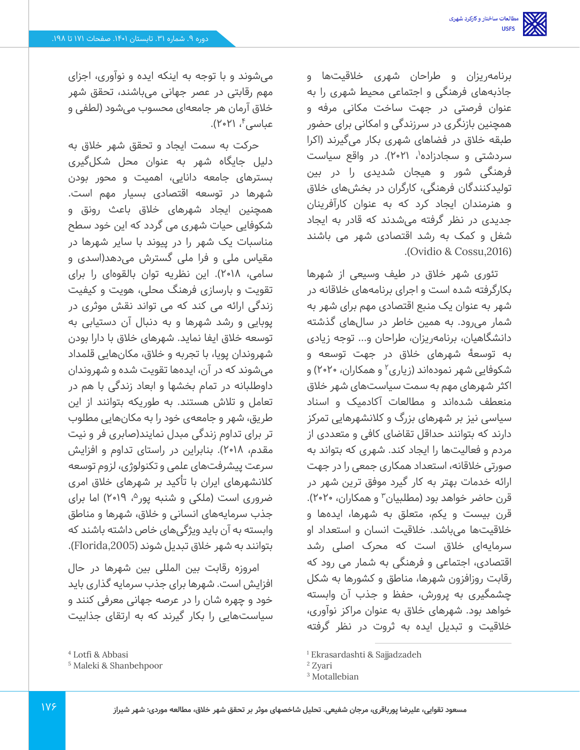برنامه‌ریزان و طراحان شهری خلاقیت‌ها و جاذبه‌های فرهنگی و اجتماعی محیط شهری را به عنوان فرصتی در جهت ساخت مکانی مرفه و همچنین بازنگری در سرزندگی و امکانی برای حضور طبقه خلاق در فضاهای شهری بکار می‌گیرند (اکرا سردشتی و سجادزاده[1]، ۲۰۲۱). در واقع سیاست فرهنگی شور و هیجان شدیدی را در بین تولیدکنندگان فرهنگی، کارگران در بخش‌های خلاق و هنرمندان ایجاد کرد که به عنوان کارآفرینان جدیدی در نظر گرفته می‌شدند که قادر به ایجاد شغل و کمک به رشد اقتصادی شهر می باشند (Ovidio & Cossu,2016).

تئوری شهر خلاق در طیف وسیعی از شهرها بکارگرفته شده است و اجرای برنامه‌های خلاقانه در شهر به عنوان یک منبع اقتصادی مهم برای شهر به شمار می‌رود. به همین خاطر در سال‌های گذشته دانشگاهیان، برنامه‌ریزان، طراحان و... توجه زیادی به توسعهٔ شهرهای خلاق در جهت توسعه و شکوفایی شهر نموده‌اند (زیاری[2] و همکاران، ۲۰۲۰) و اکثر شهرهای مهم به سمت سیاست‌های شهر خلاق منعطف شده‌اند و مطالعات آکادمیک و اسناد سیاسی نیز بر شهرهای بزرگ و کلانشهرهایی تمرکز دارند که بتوانند حداقل تقاضای کافی و متعددی از مردم و فعالیت‌ها را ایجاد کند. شهری که بتواند به صورتی خلاقانه، استعداد همکاری جمعی را در جهت ارائه خدمات بهتر به کار گیرد موفق ترین شهر در قرن حاضر خواهد بود (مطلبیان[3] و همکاران، ۲۰۲۰). قرن بیست و یکم، متعلق به شهرها، ایده‌ها و خلاقیت‌ها می‌باشد. خلاقیت انسان و استعداد او سرمایه‌ای خلاق است که محرک اصلی رشد اقتصادی، اجتماعی و فرهنگی به شمار می رود که رقابت روزافزون شهرها، مناطق و کشورها به شکل چشمگیری به پرورش، حفظ و جذب آن وابسته خواهد بود. شهرهای خلاق به عنوان مراکز نوآوری، خلاقیت و تبدیل ایده به ثروت در نظر گرفته می‌شوند و با توجه به اینکه ایده و نوآوری، اجزای مهم رقابتی در عصر جهانی می‌باشند، تحقق شهر خلاق آرمان هر جامعه‌ای محسوب می‌شود (لطفی و عباسی[4]، ۲۰۲۱).

حرکت به سمت ایجاد و تحقق شهر خلاق به دلیل جایگاه شهر به عنوان محل شکل‌گیری بسترهای جامعه دانایی، اهمیت و محور بودن شهرها در توسعه اقتصادی بسیار مهم است. همچنین ایجاد شهرهای خلاق باعث رونق و شکوفایی حیات شهری می گردد که این خود سطح مناسبات یک شهر را در پیوند با سایر شهرها در مقیاس ملی و فرا ملی گسترش می‌دهد(اسدی و سامی، ۲۰۱۸). این نظریه توان بالقوه‌ای را برای تقویت و بازسازی فرهنگ محلی، هویت و کیفیت زندگی ارائه می کند که می تواند نقش موثری در پویایی و رشد شهرها و به دنبال آن دستیابی به توسعه خلاق ایفا نماید. شهرهای خلاق با دارا بودن شهروندان پویا، با تجربه و خلاق، مکان‌هایی قلمداد می‌شوند که در آن، ایده‌ها تقویت شده و شهروندان داوطلبانه در تمام بخشها و ابعاد زندگی با هم در تعامل و تلاش هستند. به طوریکه بتوانند از این طریق، شهر و جامعه‌ی خود را به مکان‌هایی مطلوب تر برای تداوم زندگی مبدل نمایند(صابری فر و نیت مقدم، ۲۰۱۸). بنابراین در راستای تداوم و افزایش سرعت پیشرفت‌های علمی و تکنولوژی، لزوم توسعه کلانشهرهای ایران با تأکید بر شهرهای خلاق امری ضروری است (ملکی و شنبه پور[5]، ۲۰۱۹) اما برای جذب سرمایه‌های انسانی و خلاق، شهرها و مناطق وابسته به آن باید ویژگی‌های خاص داشته باشند که بتوانند به شهر خلاق تبدیل شوند (Florida,2005).

امروزه رقابت بین المللی بین شهرها در حال افزایش است. شهرها برای جذب سرمایه گذاری باید خود و چهره شان را در عرصه جهانی معرفی کنند و سیاست‌هایی را بکار گیرند که به ارتقای جذابیت

[1] Ekrasardashti & Sajjadzadeh
[2] Zyari
[3] Motallebian
[4] Lotfi & Abbasi
[5] Maleki & Shanbehpoor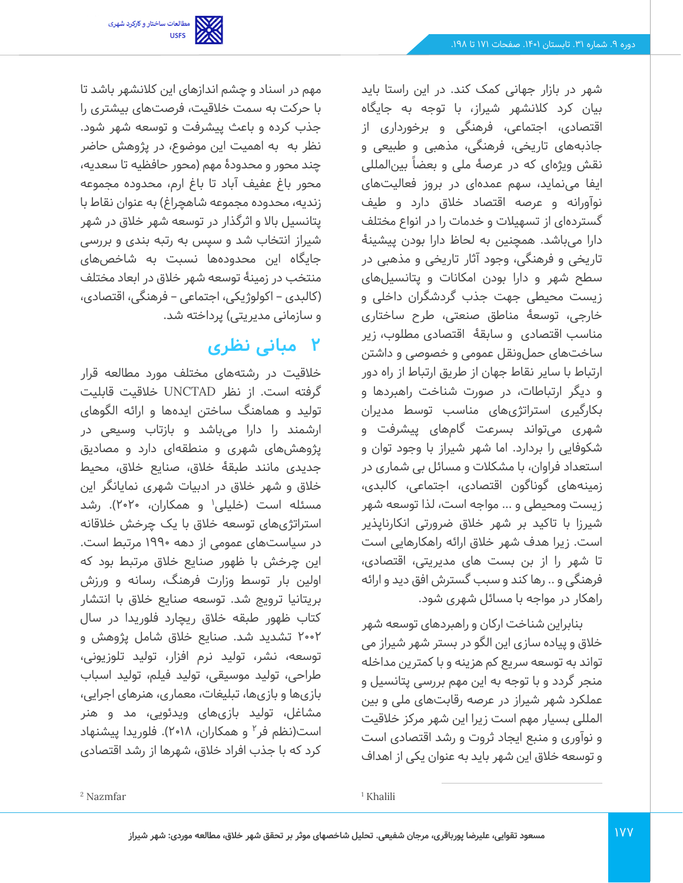شهر در بازار جهانی کمک کند. در این راستا باید بیان کرد کلانشهر شیراز، با توجه به جایگاه اقتصادی، اجتماعی، فرهنگی و برخورداری از جاذبه‌های تاریخی، فرهنگی، مذهبی و طبیعی و نقش ویژه‌ای که در عرصهٔ ملی و بعضاً بین‌المللی ایفا می‌نماید، سهم عمده‌ای در بروز فعالیت‌های نوآورانه و عرصه اقتصاد خلاق دارد و طیف گسترده‌ای از تسهیلات و خدمات را در انواع مختلف دارا می‌باشد. همچنین به لحاظ دارا بودن پیشینهٔ تاریخی و فرهنگی، وجود آثار تاریخی و مذهبی در سطح شهر و دارا بودن امکانات و پتانسیل‌های زیست محیطی جهت جذب گردشگران داخلی و خارجی، توسعهٔ مناطق صنعتی، طرح ساختاری مناسب اقتصادی و سابقهٔ اقتصادی مطلوب، زیر ساخت‌های حمل‌ونقل عمومی و خصوصی و داشتن ارتباط با سایر نقاط جهان از طریق ارتباط از راه دور و دیگر ارتباطات، در صورت شناخت راهبردها و بکارگیری استراتژی‌های مناسب توسط مدیران شهری می‌تواند بسرعت گام‌های پیشرفت و شکوفایی را بردارد. اما شهر شیراز با وجود توان و استعداد فراوان، با مشکلات و مسائل بی شماری در زمینه‌های گوناگون اقتصادی، اجتماعی، کالبدی، زیست ومحیطی و ... مواجه است، لذا توسعه شهر شیرزا با تاکید بر شهر خلاق ضرورتی انکارناپذیر است. زیرا هدف شهر خلاق ارائه راهکارهایی است تا شهر را از بن بست های مدیریتی، اقتصادی، فرهنگی و .. رها کند و سبب گسترش افق دید و ارائه راهکار در مواجه با مسائل شهری شود.

بنابراین شناخت ارکان و راهبردهای توسعه شهر خلاق و پیاده سازی این الگو در بستر شهر شیراز می تواند به توسعه سریع کم هزینه و با کمترین مداخله منجر گردد و با توجه به این مهم بررسی پتانسیل و عملکرد شهر شیراز در عرصه رقابت‌های ملی و بین المللی بسیار مهم است زیرا این شهر مرکز خلاقیت و نوآوری و منبع ایجاد ثروت و رشد اقتصادی است و توسعه خلاق این شهر باید به عنوان یکی از اهداف مهم در اسناد و چشم اندازهای این کلانشهر باشد تا با حرکت به سمت خلاقیت، فرصت‌های بیشتری را جذب کرده و باعث پیشرفت و توسعه شهر شود. نظر به  به اهمیت این موضوع، در پژوهش حاضر چند محور و محدودهٔ مهم (محور حافظیه تا سعدیه، محور باغ عفیف آباد تا باغ ارم، محدوده مجموعه زندیه، محدوده مجموعه شاهچراغ) به عنوان نقاط با پتانسیل بالا و اثرگذار در توسعه شهر خلاق در شهر شیراز انتخاب شد و سپس به رتبه بندی و بررسی جایگاه این محدوده‌ها نسبت به شاخص‌های منتخب در زمینهٔ توسعه شهر خلاق در ابعاد مختلف (کالبدی – اکولوژیکی، اجتماعی – فرهنگی، اقتصادی، و سازمانی مدیریتی) پرداخته شد.

## ۲ مبانی نظری

خلاقیت در رشته‌های مختلف مورد مطالعه قرار گرفته است. از نظر UNCTAD خلاقیت قابلیت تولید و هماهنگ ساختن ایده‌ها و ارائه الگوهای ارشمند را دارا می‌باشد و بازتاب وسیعی در پژوهش‌های شهری و منطقه‌ای دارد و مصادیق جدیدی مانند طبقهٔ خلاق، صنایع خلاق، محیط خلاق و شهر خلاق در ادبیات شهری نمایانگر این مسئله است (خلیلی[1] و همکاران، ۲۰۲۰). رشد استراتژی‌های توسعه خلاق با یک چرخش خلاقانه در سیاست‌های عمومی از دهه ۱۹۹۰ مرتبط است. این چرخش با ظهور صنایع خلاق مرتبط بود که اولین بار توسط وزارت فرهنگ، رسانه و ورزش بریتانیا ترویج شد. توسعه صنایع خلاق با انتشار کتاب ظهور طبقه خلاق ریچارد فلوریدا در سال ۲۰۰۲ تشدید شد. صنایع خلاق شامل پژوهش و توسعه، نشر، تولید نرم افزار، تولید تلوزیونی، طراحی، تولید موسیقی، تولید فیلم، تولید اسباب بازی‌ها و بازی‌ها، تبلیغات، معماری، هنرهای اجرایی، مشاغل، تولید بازی‌های ویدئویی، مد و هنر است(نظم فر[2] و همکاران، ۲۰۱۸). فلوریدا پیشنهاد کرد که با جذب افراد خلاق، شهرها از رشد اقتصادی

[1] Khalili

[2] Nazmfar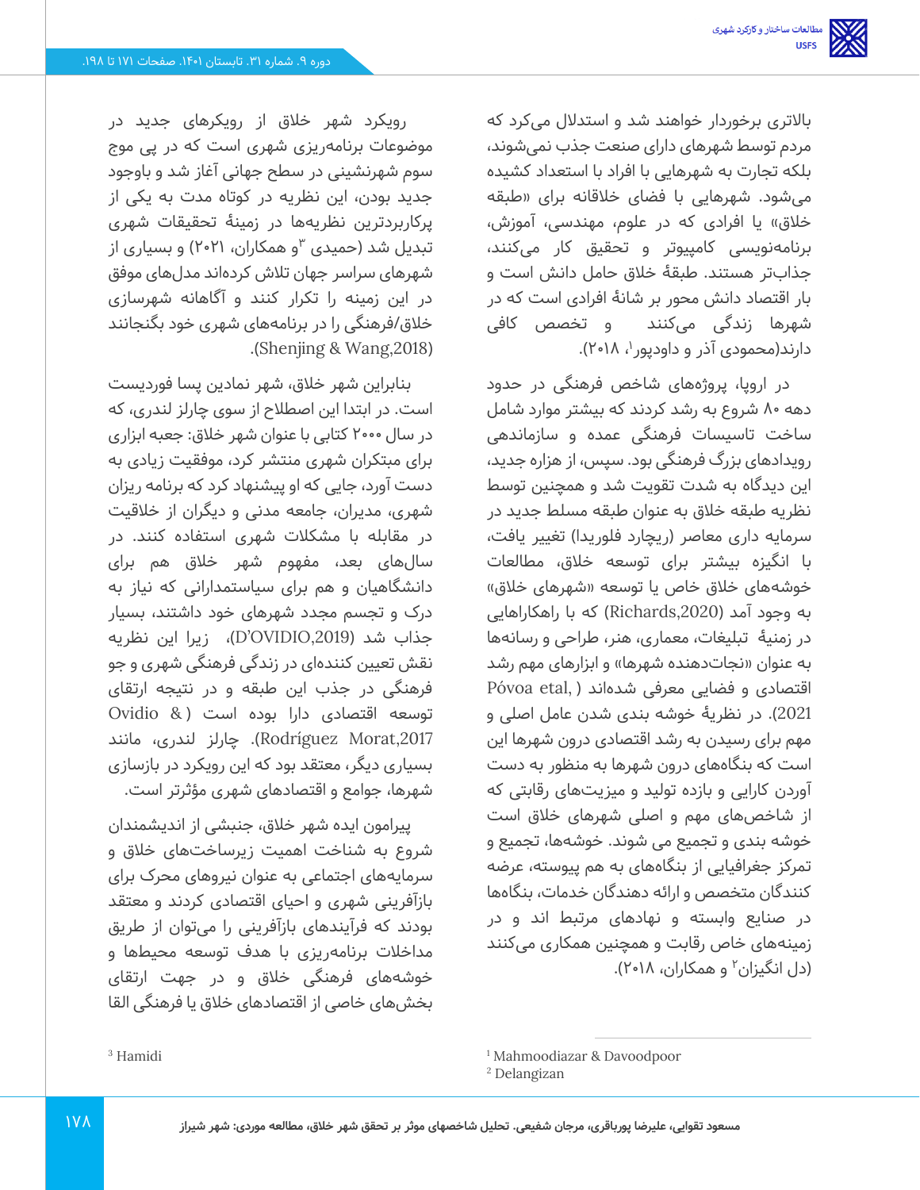بالاتری برخوردار خواهند شد و استدلال می‌کرد که مردم توسط شهرهای دارای صنعت جذب نمی‌شوند، بلکه تجارت به شهرهایی با افراد با استعداد کشیده می‌شود. شهرهایی با فضای خلاقانه برای «طبقه خلاق» یا افرادی که در علوم، مهندسی، آموزش، برنامه‌نویسی کامپیوتر و تحقیق کار می‌کنند، جذاب‌تر هستند. طبقهٔ خلاق حامل دانش است و بار اقتصاد دانش محور بر شانهٔ افرادی است که در شهرها زندگی می‌کنند و تخصص کافی دارند(محمودی آذر و داودپور[1]، ۲۰۱۸).

در اروپا، پروژه‌های شاخص فرهنگی در حدود دهه ۸۰ شروع به رشد کردند که بیشتر موارد شامل ساخت تاسیسات فرهنگی عمده و سازماندهی رویدادهای بزرگ فرهنگی بود. سپس، از هزاره جدید، این دیدگاه به شدت تقویت شد و همچنین توسط نظریه طبقه خلاق به عنوان طبقه مسلط جدید در سرمایه داری معاصر (ریچارد فلوریدا) تغییر یافت، با انگیزه بیشتر برای توسعه خلاق، مطالعات خوشه‌های خلاق خاص یا توسعه «شهرهای خلاق» به وجود آمد (Richards,2020) که با راهکارهایی در زمینهٔ تبلیغات، معماری، هنر، طراحی و رسانه‌ها به عنوان «نجات‌دهنده شهرها» و ابزارهای مهم رشد اقتصادی و فضایی معرفی شده‌اند (Póvoa etal, 2021). در نظریهٔ خوشه بندی شدن عامل اصلی و مهم برای رسیدن به رشد اقتصادی درون شهرها این است که بنگاه‌های درون شهرها به منظور به دست آوردن کارایی و بازده تولید و مزیت‌های رقابتی که از شاخص‌های مهم و اصلی شهرهای خلاق است خوشه بندی و تجمیع می شوند. خوشه‌ها، تجمیع و تمرکز جغرافیایی از بنگاه‌های به هم پیوسته، عرضه کنندگان متخصص و ارائه دهندگان خدمات، بنگاه‌ها در صنایع وابسته و نهادهای مرتبط اند و در زمینه‌های خاص رقابت و همچنین همکاری می‌کنند (دل انگیزان[2] و همکاران، ۲۰۱۸).

رویکرد شهر خلاق از رویکرهای جدید در موضوعات برنامه‌ریزی شهری است که در پی موج سوم شهرنشینی در سطح جهانی آغاز شد و باوجود جدید بودن، این نظریه در کوتاه مدت به یکی از پرکاربردترین نظریه‌ها در زمینهٔ تحقیقات شهری تبدیل شد (حمیدی[3]و همکاران، ۲۰۲۱) و بسیاری از شهرهای سراسر جهان تلاش کرده‌اند مدل‌های موفق در این زمینه را تکرار کنند و آگاهانه شهرسازی خلاق/فرهنگی را در برنامه‌های شهری خود بگنجانند (Shenjing & Wang,2018).

بنابراین شهر خلاق، شهر نمادین پسا فوردیست است. در ابتدا این اصطلاح از سوی چارلز لندری، که در سال ۲۰۰۰ کتابی با عنوان شهر خلاق: جعبه ابزاری برای مبتکران شهری منتشر کرد، موفقیت زیادی به دست آورد، جایی که او پیشنهاد کرد که برنامه ریزان شهری، مدیران، جامعه مدنی و دیگران از خلاقیت در مقابله با مشکلات شهری استفاده کنند. در سال‌های بعد، مفهوم شهر خلاق هم برای دانشگاهیان و هم برای سیاستمدارانی که نیاز به درک و تجسم مجدد شهرهای خود داشتند، بسیار جذاب شد (D'OVIDIO,2019)، زیرا این نظریه نقش تعیین کننده‌ای در زندگی فرهنگی شهری و جو فرهنگی در جذب این طبقه و در نتیجه ارتقای توسعه اقتصادی دارا بوده است (Ovidio & Rodríguez Morat,2017). چارلز لندری، مانند بسیاری دیگر، معتقد بود که این رویکرد در بازسازی شهرها، جوامع و اقتصادهای شهری مؤثرتر است.

پیرامون ایده شهر خلاق، جنبشی از اندیشمندان شروع به شناخت اهمیت زیرساخت‌های خلاق و سرمایه‌های اجتماعی به عنوان نیروهای محرک برای بازآفرینی شهری و احیای اقتصادی کردند و معتقد بودند که فرآیندهای بازآفرینی را می‌توان از طریق مداخلات برنامه‌ریزی با هدف توسعه محیط‌ها و خوشه‌های فرهنگی و خلاق و در جهت ارتقای بخش‌های خاصی از اقتصادهای خلاق یا فرهنگی القا

[1] Mahmoodiazar & Davoodpoor
[2] Delangizan
[3] Hamidi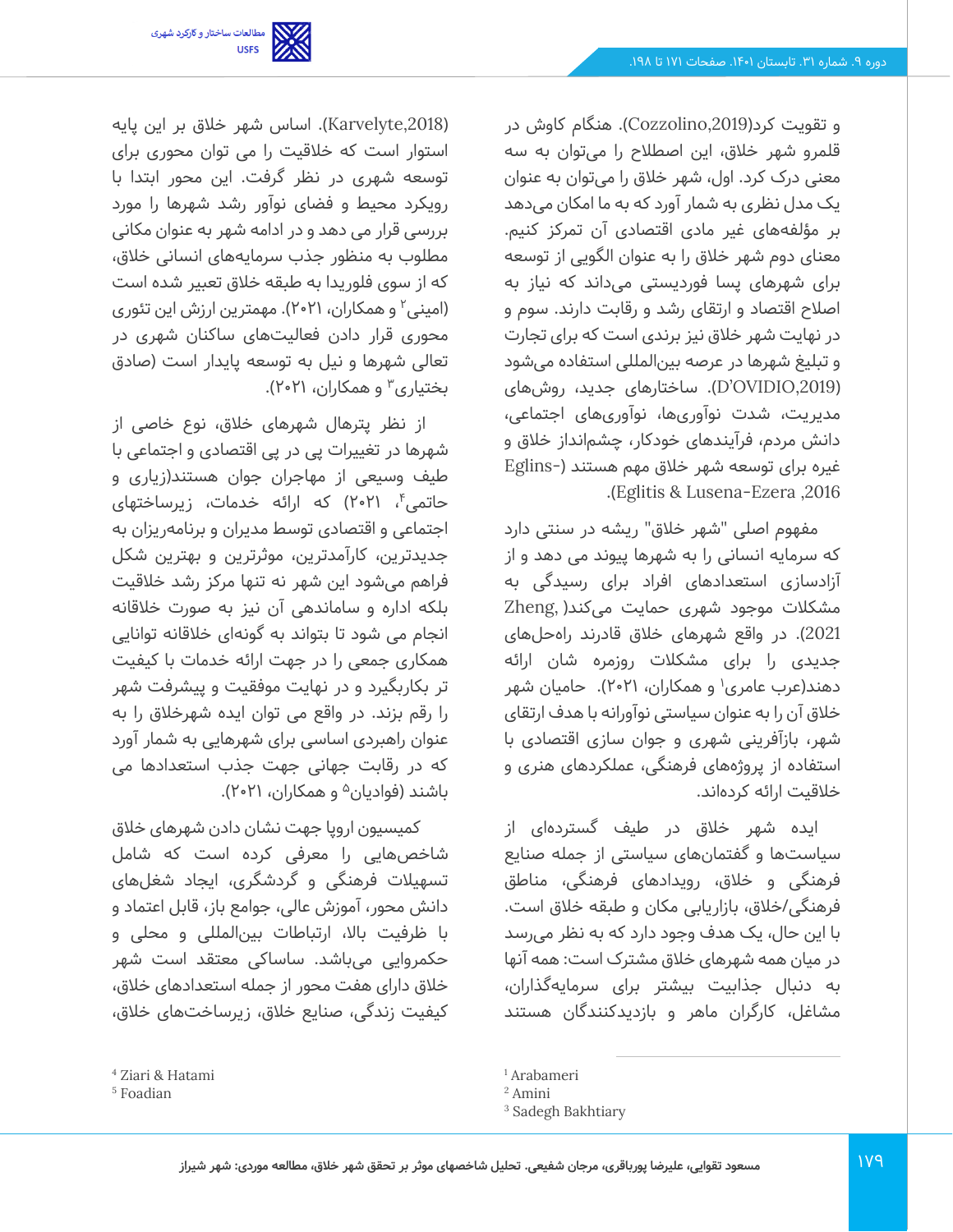و تقویت کرد(Cozzolino,2019). هنگام کاوش در قلمرو شهر خلاق، این اصطلاح را می‌توان به سه معنی درک کرد. اول، شهر خلاق را می‌توان به عنوان یک مدل نظری به شمار آورد که به ما امکان می‌دهد بر مؤلفه‌های غیر مادی اقتصادی آن تمرکز کنیم. معنای دوم شهر خلاق را به عنوان الگویی از توسعه برای شهرهای پسا فوردیستی می‌داند که نیاز به اصلاح اقتصاد و ارتقای رشد و رقابت دارند. سوم و در نهایت شهر خلاق نیز برندی است که برای تجارت و تبلیغ شهرها در عرصه بین‌المللی استفاده می‌شود (D'OVIDIO,2019). ساختارهای جدید، روش‌های مدیریت، شدت نوآوری‌ها، نوآوری‌های اجتماعی، دانش مردم، فرآیندهای خودکار، چشم‌انداز خلاق و غیره برای توسعه شهر خلاق مهم هستند (Eglins-Eglitis & Lusena-Ezera ,2016).

مفهوم اصلی "شهر خلاق" ریشه در سنتی دارد که سرمایه انسانی را به شهرها پیوند می دهد و از آزادسازی استعدادهای افراد برای رسیدگی به مشکلات موجود شهری حمایت می‌کند( Zheng, 2021). در واقع شهرهای خلاق قادرند راه‌حل‌های جدیدی را برای مشکلات روزمره شان ارائه دهند(عرب عامری[1] و همکاران، ۲۰۲۱). حامیان شهر خلاق آن را به عنوان سیاستی نوآورانه با هدف ارتقای شهر، بازآفرینی شهری و جوان سازی اقتصادی با استفاده از پروژه‌های فرهنگی، عملکردهای هنری و خلاقیت ارائه کرده‌اند.

ایده شهر خلاق در طیف گسترده‌ای از سیاست‌ها و گفتمان‌های سیاستی از جمله صنایع فرهنگی و خلاق، رویدادهای فرهنگی، مناطق فرهنگی/خلاق، بازاریابی مکان و طبقه خلاق است. با این حال، یک هدف وجود دارد که به نظر می‌رسد در میان همه شهرهای خلاق مشترک است: همه آنها به دنبال جذابیت بیشتر برای سرمایه‌گذاران، مشاغل، کارگران ماهر و بازدیدکنندگان هستند (Karvelyte,2018). اساس شهر خلاق بر این پایه استوار است که خلاقیت را می توان محوری برای توسعه شهری در نظر گرفت. این محور ابتدا با رویکرد محیط و فضای نوآور رشد شهرها را مورد بررسی قرار می دهد و در ادامه شهر به عنوان مکانی مطلوب به منظور جذب سرمایه‌های انسانی خلاق، که از سوی فلوریدا به طبقه خلاق تعبیر شده است (امینی[2] و همکاران، ۲۰۲۱). مهمترین ارزش این تئوری محوری قرار دادن فعالیت‌های ساکنان شهری در تعالی شهرها و نیل به توسعه پایدار است (صادق بختیاری[3] و همکاران، ۲۰۲۱).

از نظر پترال شهرهای خلاق، نوع خاصی از شهرها در تغییرات پی در پی اقتصادی و اجتماعی با طیف وسیعی از مهاجران جوان هستند(زیاری و حاتمی[4]، ۲۰۲۱) که ارائه خدمات، زیرساختهای اجتماعی و اقتصادی توسط مدیران و برنامه‌ریزان به جدیدترین، کارآمدترین، موثرترین و بهترین شکل فراهم می‌شود این شهر نه تنها مرکز رشد خلاقیت بلکه اداره و ساماندهی آن نیز به صورت خلاقانه انجام می شود تا بتواند به گونه‌ای خلاقانه توانایی همکاری جمعی را در جهت ارائه خدمات با کیفیت تر بکاربگیرد و در نهایت موفقیت و پیشرفت شهر را رقم بزند. در واقع می توان ایده شهرخلاق را به عنوان راهبردی اساسی برای شهرهایی به شمار آورد که در رقابت جهانی جهت جذب استعدادها می باشند (فوادیان[5] و همکاران، ۲۰۲۱).

کمیسیون اروپا جهت نشان دادن شهرهای خلاق شاخص‌هایی را معرفی کرده است که شامل تسهیلات فرهنگی و گردشگری، ایجاد شغل‌های دانش محور، آموزش عالی، جوامع باز، قابل اعتماد و با ظرفیت بالا، ارتباطات بین‌المللی و محلی و حکمروایی می‌باشد. ساساکی معتقد است شهر خلاق دارای هفت محور از جمله استعدادهای خلاق، کیفیت زندگی، صنایع خلاق، زیرساخت‌های خلاق،

[1] Arabameri
[2] Amini
[3] Sadegh Bakhtiary
[4] Ziari & Hatami
[5] Foadian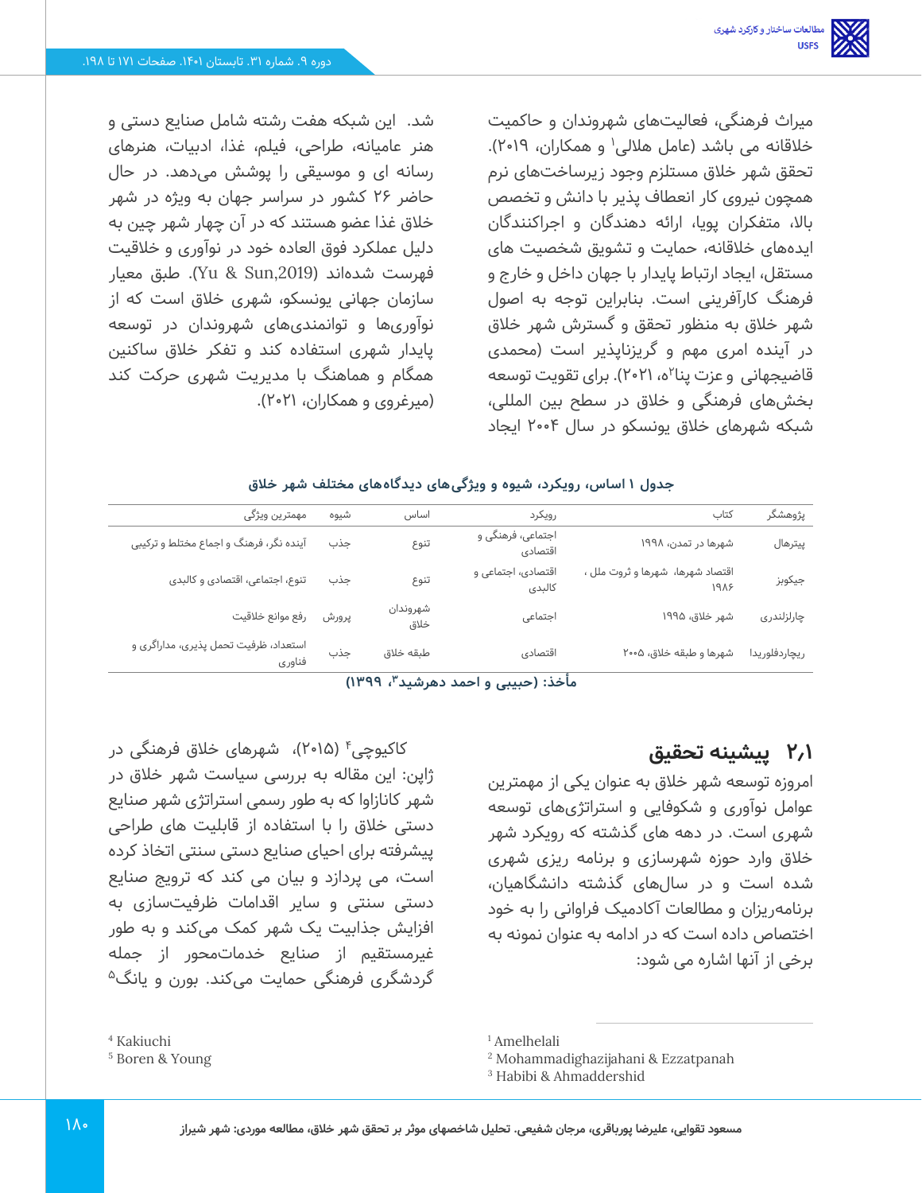میراث فرهنگی، فعالیت‌های شهروندان و حاکمیت خلاقانه می باشد (عامل هلالی[1] و همکاران، ۲۰۱۹). تحقق شهر خلاق مستلزم وجود زیرساخت‌های نرم همچون نیروی کار انعطاف پذیر با دانش و تخصص بالا، متفکران پویا، ارائه دهندگان و اجراکنندگان ایده‌های خلاقانه، حمایت و تشویق شخصیت های مستقل، ایجاد ارتباط پایدار با جهان داخل و خارج و فرهنگ کارآفرینی است. بنابراین توجه به اصول شهر خلاق به منظور تحقق و گسترش شهر خلاق در آینده امری مهم و گریزناپذیر است (محمدی قاضیجهانی و عزت پناه[2]، ۲۰۲۱). برای تقویت توسعه بخش‌های فرهنگی و خلاق در سطح بین المللی، شبکه شهرهای خلاق یونسکو در سال ۲۰۰۴ ایجاد شد. این شبکه هفت رشته شامل صنایع دستی و هنر عامیانه، طراحی، فیلم، غذا، ادبیات، هنرهای رسانه ای و موسیقی را پوشش می‌دهد. در حال حاضر ۲۶ کشور در سراسر جهان به ویژه در شهر خلاق غذا عضو هستند که در آن چهار شهر چین به دلیل عملکرد فوق العاده خود در نوآوری و خلاقیت فهرست شده‌اند (Yu & Sun,2019). طبق معیار سازمان جهانی یونسکو، شهری خلاق است که از نوآوری‌ها و توانمندی‌های شهروندان در توسعه پایدار شهری استفاده کند و تفکر خلاق ساکنین همگام و هماهنگ با مدیریت شهری حرکت کند (میرغروی و همکاران، ۲۰۲۱).

**جدول ۱ اساس، رویکرد، شیوه و ویژگی‌های دیدگاه‌های مختلف شهر خلاق**

| پژوهشگر | کتاب | رویکرد | اساس | شیوه | مهمترین ویژگی |
|---|---|---|---|---|---|
| پیترهال | شهرها در تمدن، ۱۹۹۸ | اجتماعی، فرهنگی و اقتصادی | تنوع | جذب | آینده نگر، فرهنگ و اجماع مختلط و ترکیبی |
| جیکوبز | اقتصاد شهرها، شهرها و ثروت ملل ، ۱۹۸۶ | اقتصادی، اجتماعی و کالبدی | تنوع | جذب | تنوع، اجتماعی، اقتصادی و کالبدی |
| چارلزلندری | شهر خلاق، ۱۹۹۵ | اجتماعی | شهروندان خلاق | پرورش | رفع موانع خلاقیت |
| ریچاردفلوریدا | شهرها و طبقه خلاق، ۲۰۰۵ | اقتصادی | طبقه خلاق | جذب | استعداد، ظرفیت تحمل پذیری، مداراگری و فناوری |

**مأخذ: (حبیبی و احمد دهرشید[3]، ۱۳۹۹)**

## ۲،۱ پیشینه تحقیق

امروزه توسعه شهر خلاق به عنوان یکی از مهمترین عوامل نوآوری و شکوفایی و استراتژی‌های توسعه شهری است. در دهه های گذشته که رویکرد شهر خلاق وارد حوزه شهرسازی و برنامه ریزی شهری شده است و در سال‌های گذشته دانشگاهیان، برنامه‌ریزان و مطالعات آکادمیک فراوانی را به خود اختصاص داده است که در ادامه به عنوان نمونه به برخی از آنها اشاره می شود:

کاکیوچی[4] (۲۰۱۵)، شهرهای خلاق فرهنگی در ژاپن: این مقاله به بررسی سیاست شهر خلاق در شهر کانازاوا که به طور رسمی استراتژی شهر صنایع دستی خلاق را با استفاده از قابلیت های طراحی پیشرفته برای احیای صنایع دستی سنتی اتخاذ کرده است، می پردازد و بیان می کند که ترویج صنایع دستی سنتی و سایر اقدامات ظرفیت‌سازی به افزایش جذابیت یک شهر کمک می‌کند و به طور غیرمستقیم از صنایع خدمات‌محور از جمله گردشگری فرهنگی حمایت می‌کند. بورن و یانگ[5]

[1] Amelhelali
[2] Mohammadighazijahani & Ezzatpanah
[3] Habibi & Ahmaddershid
[4] Kakiuchi
[5] Boren & Young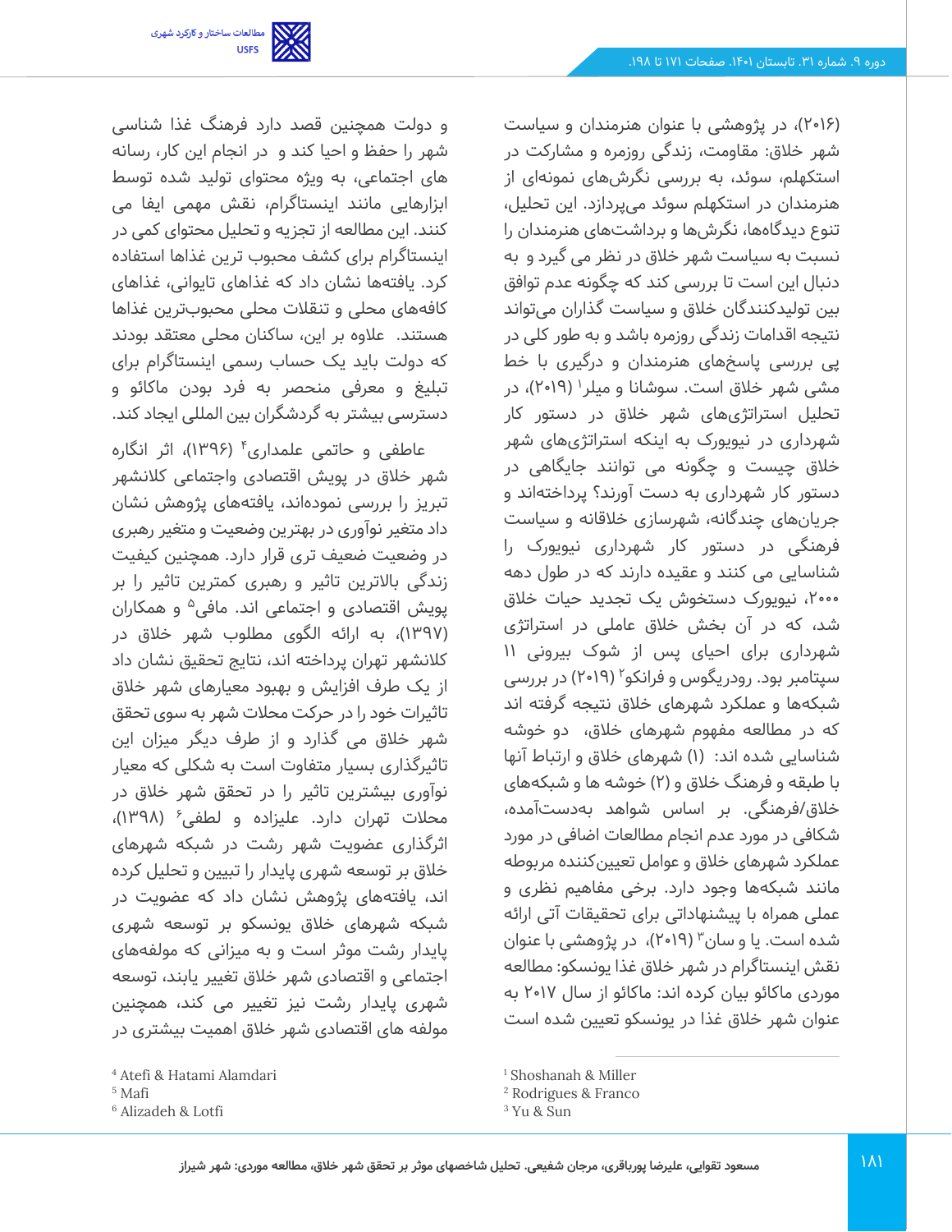(۲۰۱۶)، در پژوهشی با عنوان هنرمندان و سیاست شهر خلاق: مقاومت، زندگی روزمره و مشارکت در استکهلم، سوئد، به بررسی نگرش‌های نمونه‌ای از هنرمندان در استکهلم سوئد می‌پردازد. این تحلیل، تنوع دیدگاه‌ها، نگرش‌ها و برداشت‌های هنرمندان را نسبت به سیاست شهر خلاق در نظر می گیرد و به دنبال این است تا بررسی کند که چگونه عدم توافق بین تولیدکنندگان خلاق و سیاست گذاران می‌تواند نتیجه اقدامات زندگی روزمره باشد و به طور کلی در پی بررسی پاسخ‌های هنرمندان و درگیری با خط مشی شهر خلاق است. سوشانا و میلر[1] (۲۰۱۹)، در تحلیل استراتژی‌های شهر خلاق در دستور کار شهرداری در نیویورک به اینکه استراتژی‌های شهر خلاق چیست و چگونه می توانند جایگاهی در دستور کار شهرداری به دست آورند؟ پرداخته‌اند و جریان‌های چندگانه، شهرسازی خلاقانه و سیاست فرهنگی در دستور کار شهرداری نیویورک را شناسایی می کنند و عقیده دارند که در طول دهه ۲۰۰۰، نیویورک دستخوش یک تجدید حیات خلاق شد، که در آن بخش خلاق عاملی در استراتژی شهرداری برای احیای پس از شوک بیرونی ۱۱ سپتامبر بود. رودریگوس و فرانکو[2] (۲۰۱۹) در بررسی شبکه‌ها و عملکرد شهرهای خلاق نتیجه گرفته اند که در مطالعه مفهوم شهرهای خلاق، دو خوشه شناسایی شده اند: (۱) شهرهای خلاق و ارتباط آنها با طبقه و فرهنگ خلاق و (۲) خوشه ها و شبکه‌های خلاق/فرهنگی. بر اساس شواهد به‌دست‌آمده، شکافی در مورد عدم انجام مطالعات اضافی در مورد عملکرد شهرهای خلاق و عوامل تعیین‌کننده مربوطه مانند شبکه‌ها وجود دارد. برخی مفاهیم نظری و عملی همراه با پیشنهاداتی برای تحقیقات آتی ارائه شده است. یا و سان[3] (۲۰۱۹)، در پژوهشی با عنوان نقش اینستاگرام در شهر خلاق غذا یونسکو: مطالعه موردی ماکائو بیان کرده اند: ماکائو از سال ۲۰۱۷ به عنوان شهر خلاق غذا در یونسکو تعیین شده است و دولت همچنین قصد دارد فرهنگ غذا شناسی شهر را حفظ و احیا کند و در انجام این کار، رسانه های اجتماعی، به ویژه محتوای تولید شده توسط ابزارهایی مانند اینستاگرام، نقش مهمی ایفا می کنند. این مطالعه از تجزیه و تحلیل محتوای کمی در اینستاگرام برای کشف محبوب ترین غذاها استفاده کرد. یافته‌ها نشان داد که غذاهای تایوانی، غذاهای کافه‌های محلی و تنقلات محلی محبوب‌ترین غذاها هستند. علاوه بر این، ساکنان محلی معتقد بودند که دولت باید یک حساب رسمی اینستاگرام برای تبلیغ و معرفی منحصر به فرد بودن ماکائو و دسترسی بیشتر به گردشگران بین المللی ایجاد کند.

عاطفی و حاتمی علمداری[4] (۱۳۹۶)، اثر انگاره شهر خلاق در پویش اقتصادی واجتماعی کلانشهر تبریز را بررسی نموده‌اند، یافته‌های پژوهش نشان داد که متغیر نوآوری در بهترین وضعیت و متغیر رهبری در وضعیت ضعیف تری قرار دارد. همچنین کیفیت زندگی بالاترین تاثیر و رهبری کمترین تاثیر را بر پویش اقتصادی و اجتماعی اند. مافی[5] و همکاران (۱۳۹۷)، به ارائه الگوی مطلوب شهر خلاق در کلانشهر تهران پرداخته اند، نتایج تحقیق نشان داد از یک طرف افزایش و بهبود معیارهای شهر خلاق تاثیرات خود را در حرکت محلات شهر به سوی تحقق شهر خلاق می گذارد و از طرف دیگر میزان این تاثیرگذاری بسیار متفاوت است به شکلی که معیار نوآوری بیشترین تاثیر را در تحقق شهر خلاق در محلات تهران دارد. علیزاده و لطفی[6] (۱۳۹۸)، اثرگذاری عضویت شهر رشت در شبکه شهرهای خلاق بر توسعه شهری پایدار را تبیین و تحلیل کرده اند، یافته‌های پژوهش نشان داد که عضویت در شبکه شهرهای خلاق یونسکو بر توسعه شهری پایدار رشت موثر است و به میزانی که مولفه‌های اجتماعی و اقتصادی شهر خلاق تغییر یابند، توسعه شهری پایدار رشت نیز تغییر می کند، همچنین مولفه های اقتصادی شهر خلاق اهمیت بیشتری در

---

[1] Shoshanah & Miller
[2] Rodrigues & Franco
[3] Yu & Sun
[4] Atefi & Hatami Alamdari
[5] Mafi
[6] Alizadeh & Lotfi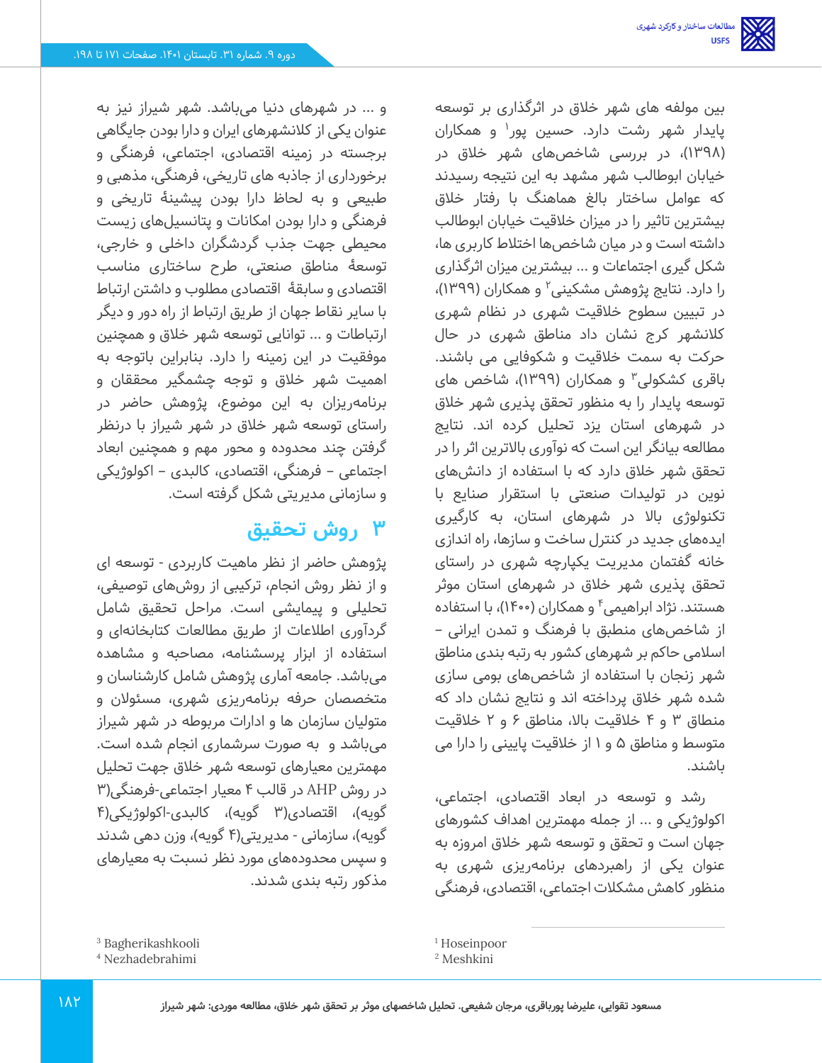بین مولفه های شهر خلاق در اثرگذاری بر توسعه پایدار شهر رشت دارد. حسین پور[1] و همکاران (۱۳۹۸)، در بررسی شاخص‌های شهر خلاق در خیابان ابوطالب شهر مشهد به این نتیجه رسیدند که عوامل بالغ ساختار هماهنگ با رفتار خلاق بیشترین تاثیر را در میزان خلاقیت خیابان ابوطالب داشته است و در میان شاخص‌ها اختلاط کاربری ها، شکل گیری اجتماعات و ... بیشترین میزان اثرگذاری را دارد. نتایج پژوهش مشکینی[2] و همکاران (۱۳۹۹)، در تبیین سطوح خلاقیت شهری در نظام شهری کلانشهر کرج نشان داد مناطق شهری در حال حرکت به سمت خلاقیت و شکوفایی می باشند. باقری کشکولی[3] و همکاران (۱۳۹۹)، شاخص های توسعه پایدار را به منظور تحقق پذیری شهر خلاق در شهرهای استان یزد تحلیل کرده اند. نتایج مطالعه بیانگر این است که نوآوری بالاترین اثر را در تحقق شهر خلاق دارد که با استفاده از دانش‌های نوین در تولیدات صنعتی با استقرار صنایع با تکنولوژی بالا در شهرهای استان، به کارگیری ایده‌های جدید در کنترل ساخت و سازها، راه اندازی خانه گفتمان مدیریت یکپارچه شهری در راستای تحقق پذیری شهر خلاق در شهرهای استان موثر هستند. نژاد ابراهیمی[4] و همکاران (۱۴۰۰)، با استفاده از شاخص‌های منطبق با فرهنگ و تمدن ایرانی – اسلامی حاکم بر شهرهای کشور به رتبه بندی مناطق شهر زنجان با استفاده از شاخص‌های بومی سازی شده شهر خلاق پرداخته اند و نتایج نشان داد که منطق ۳ و ۴ خلاقیت بالا، مناطق ۶ و ۲ خلاقیت متوسط و مناطق ۵ و ۱ از خلاقیت پایینی را دارا می باشند.

رشد و توسعه در ابعاد اقتصادی، اجتماعی، اکولوژیکی و ... از جمله مهمترین اهداف کشورهای جهان است و تحقق و توسعه شهر خلاق امروزه به عنوان یکی از راهبردهای برنامه‌ریزی شهری به منظور کاهش مشکلات اجتماعی، اقتصادی، فرهنگی و ... در شهرهای دنیا می‌باشد. شهر شیراز نیز به عنوان یکی از کلانشهرهای ایران و دارا بودن جایگاهی برجسته در زمینه اقتصادی، اجتماعی، فرهنگی و برخورداری از جاذبه های تاریخی، فرهنگی، مذهبی و طبیعی و به لحاظ دارا بودن پیشینۀ تاریخی و فرهنگی و دارا بودن امکانات و پتانسیل‌های زیست محیطی جهت جذب گردشگران داخلی و خارجی، توسعۀ مناطق صنعتی، طرح ساختاری مناسب اقتصادی و سابقۀ اقتصادی مطلوب و داشتن ارتباط با سایر نقاط جهان از طریق ارتباط از راه دور و دیگر ارتباطات و ... توانایی توسعه شهر خلاق و همچنین موفقیت در این زمینه را دارد. بنابراین باتوجه به اهمیت شهر خلاق و توجه چشمگیر محققان و برنامه‌ریزان به این موضوع، پژوهش حاضر در راستای توسعه شهر خلاق در شهر شیراز با درنظر گرفتن چند محدوده و محور مهم و همچنین ابعاد اجتماعی – فرهنگی، اقتصادی، کالبدی – اکولوژیکی و سازمانی مدیریتی شکل گرفته است.

## ۳ روش تحقیق

پژوهش حاضر از نظر ماهیت کاربردی - توسعه ای و از نظر روش انجام، ترکیبی از روش‌های توصیفی، تحلیلی و پیمایشی است. مراحل تحقیق شامل گردآوری اطلاعات از طریق مطالعات کتابخانه‌ای و استفاده از ابزار پرسشنامه، مصاحبه و مشاهده می‌باشد. جامعه آماری پژوهش شامل کارشناسان و متخصصان حرفه برنامه‌ریزی شهری، مسئولان و متولیان سازمان ها و ادارات مربوطه در شهر شیراز می‌باشد و به صورت سرشماری انجام شده است. مهمترین معیارهای توسعه شهر خلاق جهت تحلیل در روش AHP در قالب ۴ معیار اجتماعی-فرهنگی(۳ گویه)، اقتصادی(۳ گویه)، کالبدی-اکولوژیکی(۴ گویه)، سازمانی - مدیریتی(۴ گویه)، وزن دهی شدند و سپس محدوده‌های مورد نظر نسبت به معیارهای مذکور رتبه بندی شدند.

[1] Hoseinpoor
[2] Meshkini
[3] Bagherikashkooli
[4] Nezhadebrahimi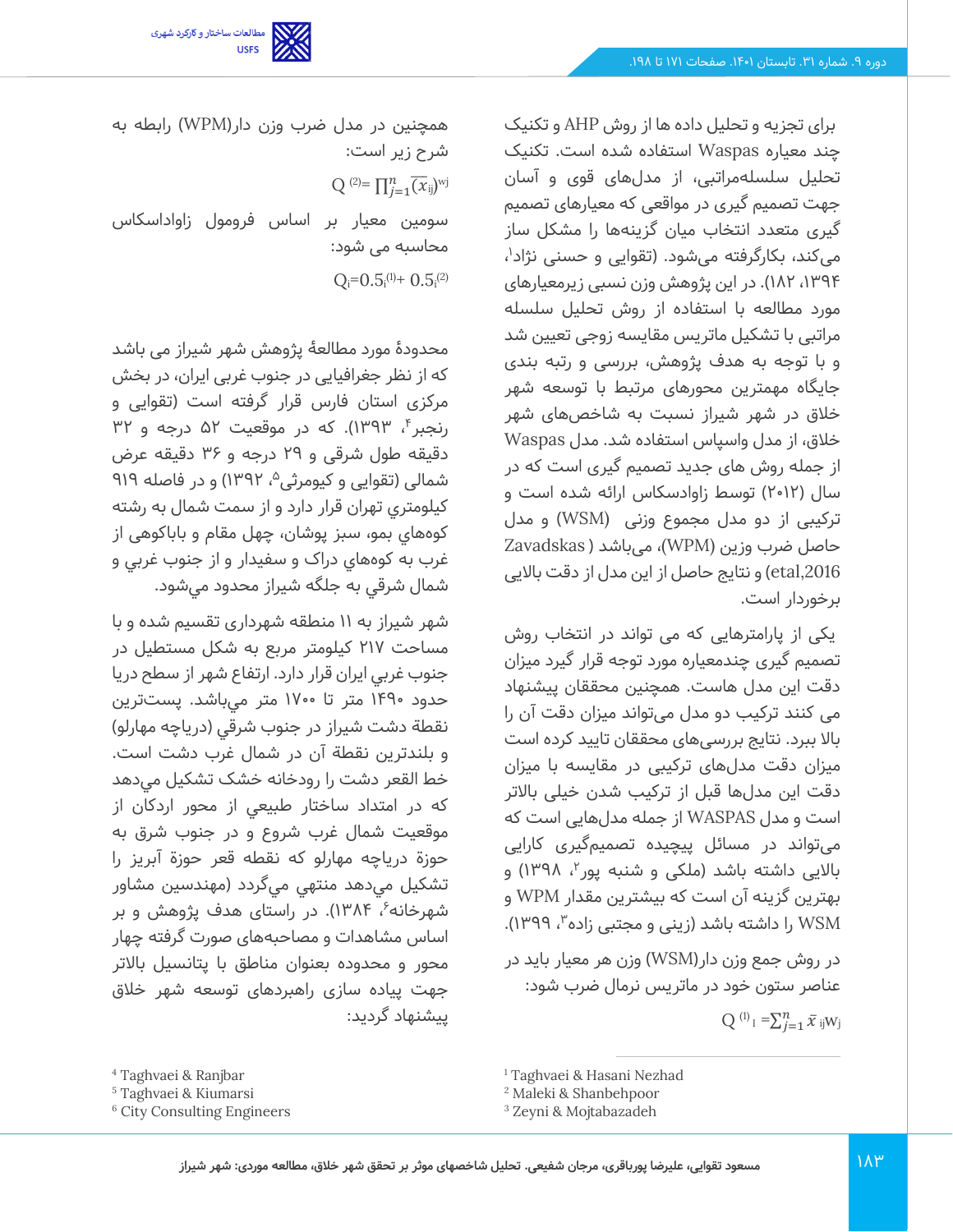برای تجزیه و تحلیل داده ها از روش AHP و تکنیک چند معیاره Waspas استفاده شده است. تکنیک تحلیل سلسله‌مراتبی، از مدل‌های قوی و آسان جهت تصمیم گیری در مواقعی که معیارهای تصمیم گیری متعدد انتخاب میان گزینه‌ها را مشکل ساز می‌کند، بکارگرفته می‌شود. (تقوایی و حسنی نژاد[1]، ۱۳۹۴، ۱۸۲). در این پژوهش وزن نسبی زیرمعیارهای مورد مطالعه با استفاده از روش تحلیل سلسله مراتبی با تشکیل ماتریس مقایسه زوجی تعیین شد و با توجه به هدف پژوهش، بررسی و رتبه بندی جایگاه مهمترین محورهای مرتبط با توسعه شهر خلاق در شهر شیراز نسبت به شاخص‌های شهر خلاق، از مدل واسپاس استفاده شد. مدل Waspas از جمله روش های جدید تصمیم گیری است که در سال (۲۰۱۲) توسط زاواداسکاس ارائه شده است و ترکیبی از دو مدل مجموع وزنی (WSM) و مدل حاصل ضرب وزن (WPM)، می‌باشد( Zavadskas etal,2016) و نتایج حاصل از این مدل از دقت بالایی برخوردار است.

یکی از پارامترهایی که می تواند در انتخاب روش تصمیم گیری چندمعیاره مورد توجه قرار گیرد میزان دقت این مدل هاست. همچنین محققان پیشنهاد می کنند ترکیب دو مدل می‌تواند میزان دقت آن را بالا ببرد. نتایج بررسی‌های محققان تایید کرده است میزان دقت مدل‌های ترکیبی در مقایسه با میزان دقت این مدل‌ها قبل از ترکیب شدن خیلی بالاتر است و مدل WASPAS از جمله مدل‌هایی است که می‌تواند در مسائل پیچیده تصمیم‌گیری کارایی بالایی داشته باشد (ملکی و شنبه پور[2]، ۱۳۹۸) و بهترین گزینه آن است که بیشترین مقدار WPM و WSM را داشته باشد (زینی و مجتبی زاده[3]، ۱۳۹۹).

در روش جمع وزن دار(WSM) وزن هر معیار باید در عناصر ستون خود در ماتریس نرمال ضرب شود:

$$Q^{(1)}_{i} = \sum_{j=1}^{n} \bar{x}_{ij} w_j$$

همچنین در مدل ضرب وزن دار(WPM) رابطه به شرح زیر است:

$$Q^{(2)} = \prod_{j=1}^{n} (\bar{x}_{ij})^{w_j}$$

سومین معیار بر اساس فرمول زاواداسکاس محاسبه می شود:

$$Q_i = 0.5_i^{(1)} + 0.5_i^{(2)}$$

محدودۀ مورد مطالعۀ پژوهش شهر شیراز می باشد که از نظر جغرافیایی در جنوب غربی ایران، در بخش مرکزی استان فارس قرار گرفته است (تقوایی و رنجبر[4]، ۱۳۹۳). که در موقعیت ۵۲ درجه و ۳۲ دقیقه طول شرقی و ۲۹ درجه و ۳۶ دقیقه عرض شمالی (تقوایی و کیومرثی[5]، ۱۳۹۲) و در فاصله ۹۱۹ کیلومتري تهران قرار دارد و از سمت شمال به رشته كوه‌هاي بمو، سبز پوشان، چهل مقام و باباكوهی از غرب به كوه‌هاي دراک و سفيدار و از جنوب غربي و شمال شرقي به جلگه شیراز محدود مي‌شود.

شهر شیراز به ۱۱ منطقه شهرداری تقسیم شده و با مساحت ۲۱۷ کیلومتر مربع به شکل مستطیل در جنوب غربي ايران قرار دارد. ارتفاع شهر از سطح دريا حدود ۱۴۹۰ متر تا ۱۷۰۰ متر مي‌باشد. پست‌ترين نقطة دشت شيراز در جنوب شرقي (درياچه مهارلو) و بلندترين نقطة آن در شمال غرب دشت است. خط القعر دشت را رودخانه خشک تشکيل مي‌دهد كه در امتداد ساختار طبيعي از محور اردكان از موقعيت شمال غرب شروع و در جنوب شرق به حوزة درياچه مهارلو كه نقطه قعر حوزة آبريز را تشكيل مي‌دهد منتهي مي‌گردد (مهندسين مشاور شهرخانه[6]، ۱۳۸۴). در راستای هدف پژوهش و بر اساس مشاهدات و مصاحبه‌های صورت گرفته چهار محور و محدوده بعنوان مناطق با پتانسیل بالاتر جهت پیاده سازی راهبردهای توسعه شهر خلاق پیشنهاد گردید:

---

[1] Taghvaei & Hasani Nezhad
[2] Maleki & Shanbehpoor
[3] Zeyni & Mojtabazadeh
[4] Taghvaei & Ranjbar
[5] Taghvaei & Kiumarsi
[6] City Consulting Engineers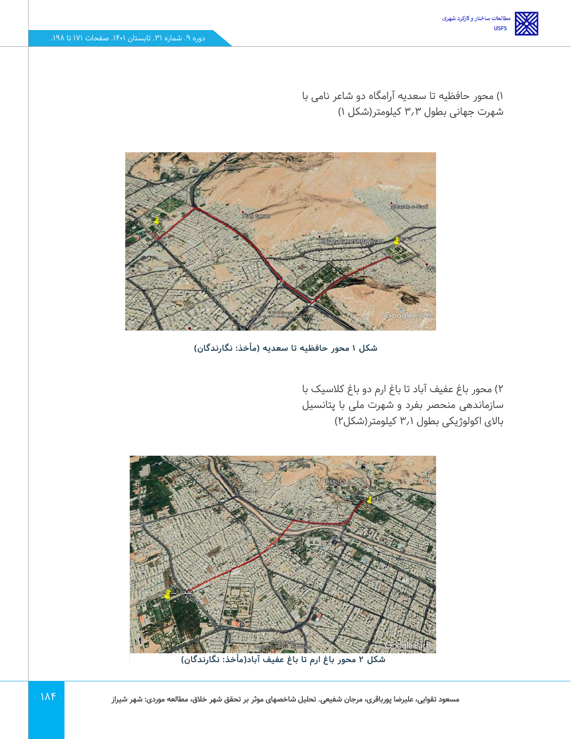۱) محور حافظیه تا سعدیه آرامگاه دو شاعر نامی با شهرت جهانی بطول ۳٫۳ کیلومتر(شکل ۱)

**شکل ۱ محور حافظیه تا سعدیه (مأخذ: نگارندگان)**

۲) محور باغ عفیف آباد تا باغ ارم دو باغ کلاسیک با سازماندهی منحصر بفرد و شهرت ملی با پتانسیل بالای اکولوژیکی بطول ۳٫۱ کیلومتر(شکل۲)

**شکل ۲ محور باغ ارم تا باغ عفیف آباد(مأخذ: نگارندگان)**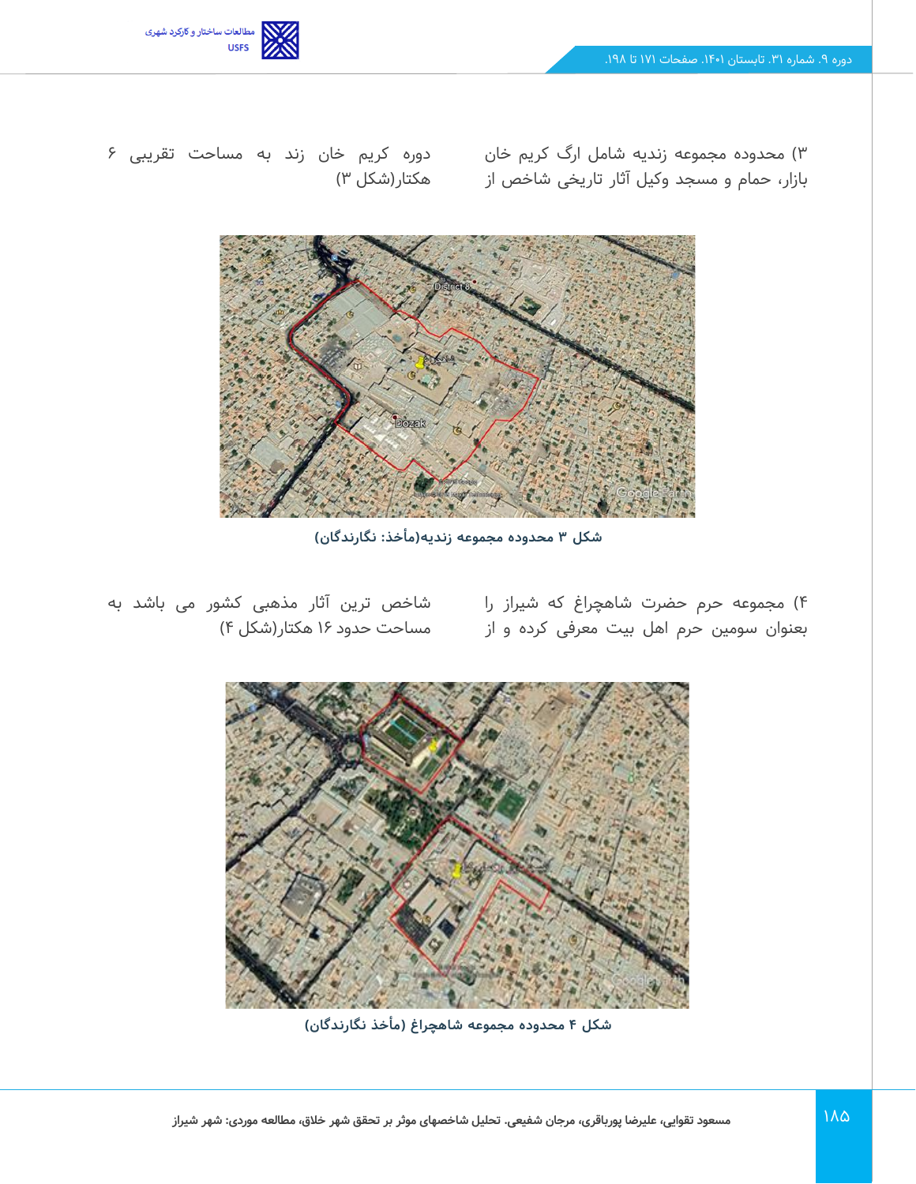۳) محدوده مجموعه زندیه شامل ارگ کریم خان بازار، حمام و مسجد وکیل آثار تاریخی شاخص از دوره کریم خان زند به مساحت تقریبی ۶ هکتار(شکل ۳)

شکل ۳ محدوده مجموعه زندیه(مأخذ: نگارندگان)

۴) مجموعه حرم حضرت شاهچراغ که شیراز را بعنوان سومین حرم اهل بیت معرفی کرده و از شاخص ترین آثار مذهبی کشور می باشد به مساحت حدود ۱۶ هکتار(شکل ۴)

شکل ۴ محدوده مجموعه شاهچراغ (مأخذ نگارندگان)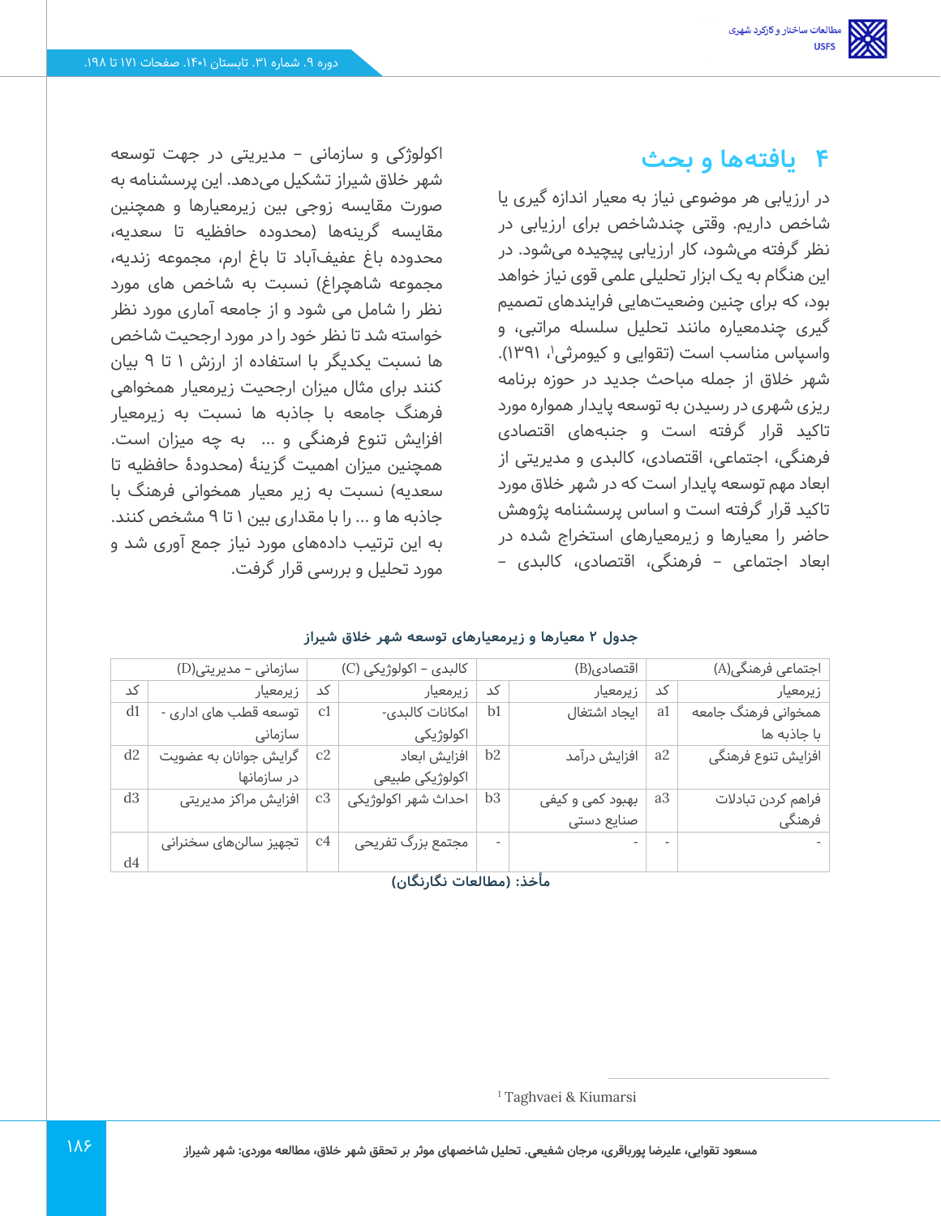# ۴ یافته‌ها و بحث

در ارزیابی هر موضوعی نیاز به معیار اندازه گیری یا شاخص داریم. وقتی چندشاخص برای ارزیابی در نظر گرفته می‌شود، کار ارزیابی پیچیده می‌شود. در این هنگام به یک ابزار تحلیلی علمی قوی نیاز خواهد بود، که برای چنین وضعیت‌هایی فرایندهای تصمیم گیری چندمعیاره مانند تحلیل سلسله مراتبی، و واسپاس مناسب است (تقوایی و کیومرثی[1]، ۱۳۹۱). شهر خلاق از جمله مباحث جدید در حوزه برنامه ریزی شهری در رسیدن به توسعه پایدار همواره مورد تاکید قرار گرفته است و جنبه‌های اقتصادی فرهنگی، اجتماعی، اقتصادی، کالبدی و مدیریتی از ابعاد مهم توسعه پایدار است که در شهر خلاق مورد تاکید قرار گرفته است و اساس پرسشنامه پژوهش حاضر را معیارها و زیرمعیارهای استخراج شده در ابعاد اجتماعی - فرهنگی، اقتصادی، کالبدی - اکولوژکی و سازمانی - مدیریتی در جهت توسعه شهر خلاق شیراز تشکیل می‌دهد. این پرسشنامه به صورت مقایسه زوجی بین زیرمعیارها و همچنین مقایسه گرینه‌ها (محدوده حافظیه تا سعدیه، محدوده باغ عفیف‌آباد تا باغ ارم، مجموعه زندیه، مجموعه شاهچراغ) نسبت به شاخص های مورد نظر را شامل می شود و از جامعه آماری مورد نظر خواسته شد تا نظر خود را در مورد ارجحیت شاخص ها نسبت یکدیگر با استفاده از ارزش ۱ تا ۹ بیان کنند برای مثال میزان ارجحیت زیرمعیار همخواهی فرهنگ جامعه با جاذبه ها نسبت به زیرمعیار افزایش تنوع فرهنگی و ... به چه میزان است. همچنین میزان اهمیت گزینهٔ (محدودهٔ حافظیه تا سعدیه) نسبت به زیر معیار همخوانی فرهنگ با جاذبه ها و ... را با مقداری بین ۱ تا ۹ مشخص کنند. به این ترتیب داده‌های مورد نیاز جمع آوری شد و مورد تحلیل و بررسی قرار گرفت.

**جدول ۲ معیارها و زیرمعیارهای توسعه شهر خلاق شیراز**

| اجتماعی فرهنگی(A) | | اقتصادی(B) | | کالبدی - اکولوژیکی (C) | | سازمانی - مدیریتی(D) | |
|---|---|---|---|---|---|---|---|
| زیرمعیار | کد | زیرمعیار | کد | زیرمعیار | کد | زیرمعیار | کد |
| همخوانی فرهنگ جامعه با جاذبه ها | a1 | ایجاد اشتغال | b1 | امکانات کالبدی-اکولوژیکی | c1 | توسعه قطب های اداری - سازمانی | d1 |
| افزایش تنوع فرهنگی | a2 | افزایش درآمد | b2 | افزایش ابعاد اکولوژیکی طبیعی | c2 | گرایش جوانان به عضویت در سازمانها | d2 |
| فراهم کردن تبادلات فرهنگی | a3 | بهبود کمی و کیفی صنایع دستی | b3 | احداث شهر اکولوژیکی | c3 | افزایش مراکز مدیریتی | d3 |
| - | - | - | - | مجتمع بزرگ تفریحی | c4 | تجهیز سالن‌های سخنرانی | d4 |

مأخذ: (مطالعات نگارندگان)

[1] Taghvaei & Kiumarsi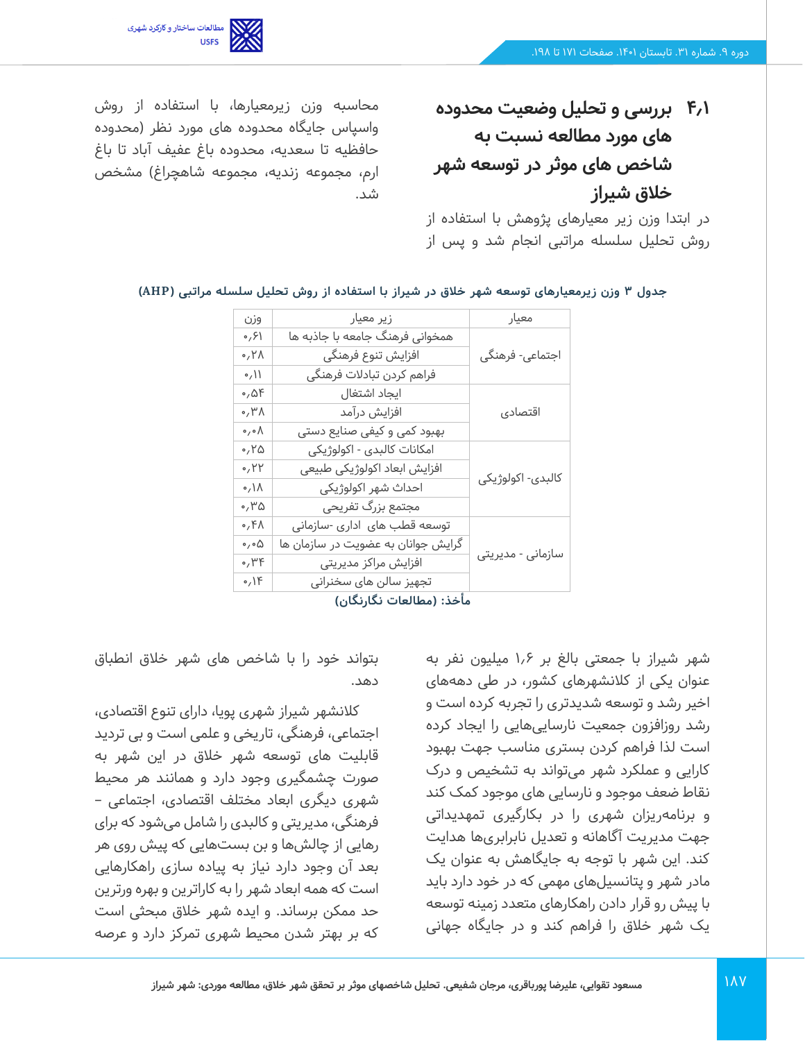## ۴٫۱ بررسی و تحلیل وضعیت محدوده های مورد مطالعه نسبت به شاخص های موثر در توسعه شهر خلاق شیراز

در ابتدا وزن زیر معیارهای پژوهش با استفاده از روش تحلیل سلسله مراتبی انجام شد و پس از محاسبه وزن زیرمعیارها، با استفاده از روش واسپاس جایگاه محدوده های مورد نظر (محدوده حافظیه تا سعدیه، محدوده باغ عفیف آباد تا باغ ارم، مجموعه زندیه، مجموعه شاهچراغ) مشخص شد.

**جدول ۳ وزن زیرمعیارهای توسعه شهر خلاق در شیراز با استفاده از روش تحلیل سلسله مراتبی (AHP)**

| معیار | زیر معیار | وزن |
|---|---|---|
| اجتماعی- فرهنگی | همخوانی فرهنگ جامعه با جاذبه ها | ۰٫۶۱ |
| | افزایش تنوع فرهنگی | ۰٫۲۸ |
| | فراهم کردن تبادلات فرهنگی | ۰٫۱۱ |
| اقتصادی | ایجاد اشتغال | ۰٫۵۴ |
| | افزایش درآمد | ۰٫۳۸ |
| | بهبود کمی و کیفی صنایع دستی | ۰٫۰۸ |
| کالبدی- اکولوژیکی | امکانات کالبدی - اکولوژیکی | ۰٫۲۵ |
| | افزایش ابعاد اکولوژیکی طبیعی | ۰٫۲۲ |
| | احداث شهر اکولوژیکی | ۰٫۱۸ |
| | مجتمع بزرگ تفریحی | ۰٫۳۵ |
| سازمانی - مدیریتی | توسعه قطب های اداری -سازمانی | ۰٫۴۸ |
| | گرایش جوانان به عضویت در سازمان ها | ۰٫۰۵ |
| | افزایش مراکز مدیریتی | ۰٫۳۴ |
| | تجهیز سالن های سخنرانی | ۰٫۱۴ |

مأخذ: (مطالعات نگارندگان)

شهر شیراز با جمعیتی بالغ بر ۱٫۶ میلیون نفر به عنوان یکی از کلانشهرهای کشور، در طی دهه‌های اخیر رشد و توسعه شدیدتری را تجربه کرده است و رشد روزافزون جمعیت نارسایی‌هایی را ایجاد کرده است لذا فراهم کردن بستری مناسب جهت بهبود کارایی و عملکرد شهر می‌تواند به تشخیص و درک نقاط ضعف موجود و نارسایی های موجود کمک کند و برنامه‌ریزان شهری را در بکارگیری تمهیداتی جهت مدیریت آگاهانه و تعدیل نابرابری‌ها هدایت کند. این شهر با توجه به جایگاهش به عنوان یک مادر شهر و پتانسیل‌های مهمی که در خود دارد باید با پیش رو قرار دادن راهکارهای متعدد زمینه توسعه یک شهر خلاق را فراهم کند و در جایگاه جهانی بتواند خود را با شاخص های شهر خلاق انطباق دهد.

کلانشهر شیراز شهری پویا، دارای تنوع اقتصادی، اجتماعی، فرهنگی، تاریخی و علمی است و بی تردید قابلیت های توسعه شهر خلاق در این شهر به صورت چشمگیری وجود دارد و همانند هر محیط شهری دیگری ابعاد مختلف اقتصادی، اجتماعی - فرهنگی، مدیریتی و کالبدی را شامل می‌شود که برای رهایی از چالش‌ها و بن بست‌هایی که پیش روی هر بعد آن وجود دارد نیاز به پیاده سازی راهکارهایی است که همه ابعاد شهر را به کاراترین و بهره ورترین حد ممکن برساند. و ایده شهر خلاق مبحثی است که بر بهتر شدن محیط شهری تمرکز دارد و عرصه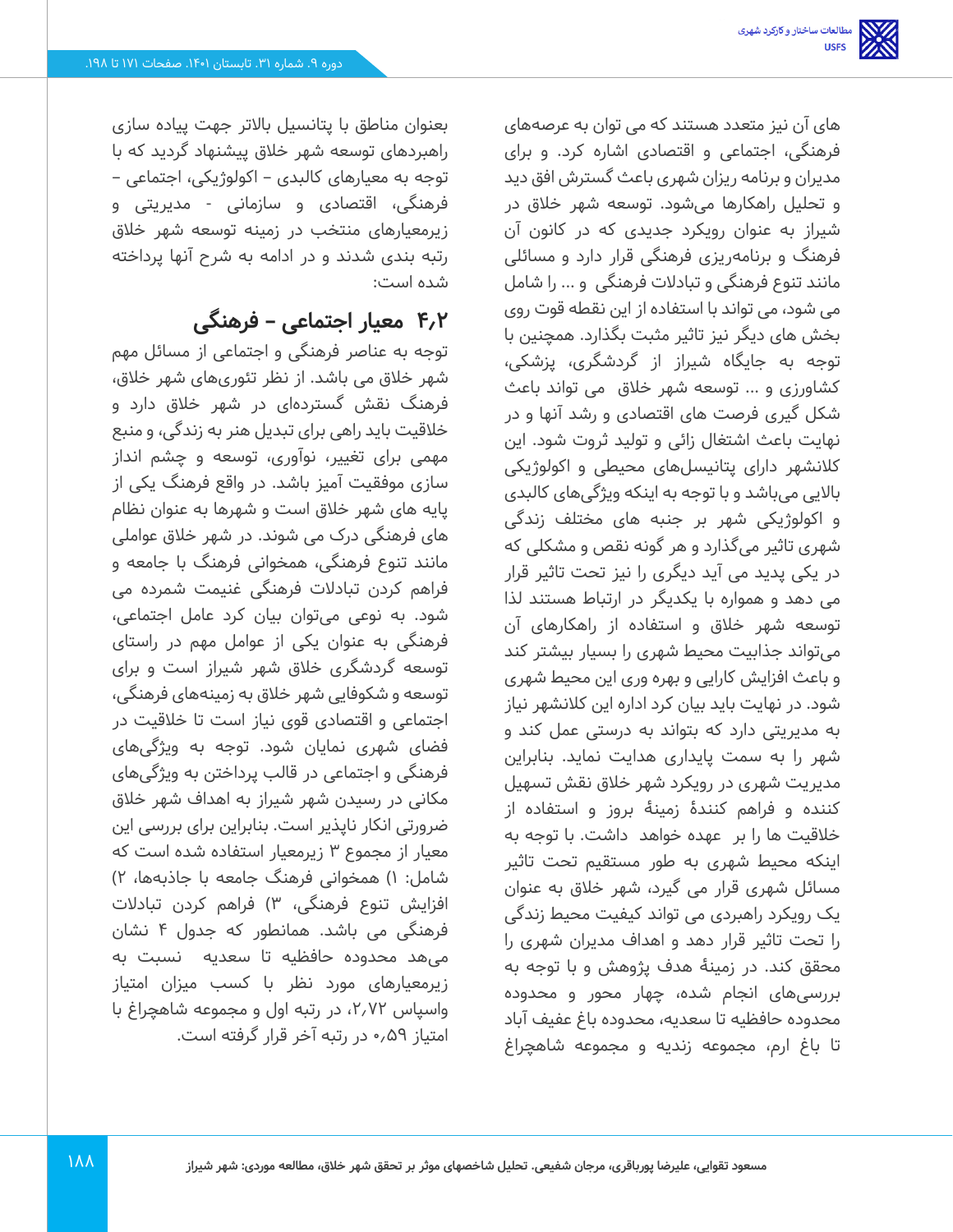های آن نیز متعدد هستند که می توان به عرصه‌های فرهنگی، اجتماعی و اقتصادی اشاره کرد. و برای مدیران و برنامه ریزان شهری باعث گسترش افق دید و تحلیل راهکارها می‌شود. توسعه شهر خلاق در شیراز به عنوان رویکرد جدیدی که در کانون آن فرهنگ و برنامه‌ریزی فرهنگی قرار دارد و مسائلی مانند تنوع فرهنگی و تبادلات فرهنگی و ... را شامل می شود، می تواند با استفاده از این نقطه قوت روی بخش های دیگر نیز تاثیر مثبت بگذارد. همچنین با توجه به جایگاه شیراز از گردشگری، پزشکی، کشاورزی و ... توسعه شهر خلاق می تواند باعث شکل گیری فرصت های اقتصادی و رشد آنها و در نهایت باعث اشتغال زائی و تولید ثروت شود. این کلانشهر دارای پتانسیل‌های محیطی و اکولوژیکی بالایی می‌باشد و با توجه به اینکه ویژگی‌های کالبدی و اکولوژیکی شهر بر جنبه های مختلف زندگی شهری تاثیر می‌گذارد و هر گونه نقص و مشکلی که در یکی پدید می آید دیگری را نیز تحت تاثیر قرار می دهد و همواره با یکدیگر در ارتباط هستند لذا توسعه شهر خلاق و استفاده از راهکارهای آن می‌تواند جذابیت محیط شهری را بسیار بیشتر کند و باعث افزایش کارایی و بهره وری این محیط شهری شود. در نهایت باید بیان کرد اداره این کلانشهر نیاز به مدیریتی دارد که بتواند به درستی عمل کند و شهر را به سمت پایداری هدایت نماید. بنابراین مدیریت شهری در رویکرد شهر خلاق نقش تسهیل کننده و فراهم کنندهٔ زمینهٔ بروز و استفاده از خلاقیت ها را بر عهده خواهد داشت. با توجه به اینکه محیط شهری به طور مستقیم تحت تاثیر مسائل شهری قرار می گیرد، شهر خلاق به عنوان یک رویکرد راهبردی می تواند کیفیت محیط زندگی را تحت تاثیر قرار دهد و اهداف مدیران شهری را محقق کند. در زمینهٔ هدف پژوهش و با توجه به بررسی‌های انجام شده، چهار محور و محدوده محدوده حافظیه تا سعدیه، محدوده باغ عفیف آباد تا باغ ارم، مجموعه زندیه و مجموعه شاهچراغ بعنوان مناطق با پتانسیل بالاتر جهت پیاده سازی راهبردهای توسعه شهر خلاق پیشنهاد گردید که با توجه به معیارهای کالبدی - اکولوژیکی، اجتماعی - فرهنگی، اقتصادی و سازمانی - مدیریتی و زیرمعیارهای منتخب در زمینه توسعه شهر خلاق رتبه بندی شدند و در ادامه به شرح آنها پرداخته شده است:

## ۴،۲ معیار اجتماعی - فرهنگی

توجه به عناصر فرهنگی و اجتماعی از مسائل مهم شهر خلاق می باشد. از نظر تئوری‌های شهر خلاق، فرهنگ نقش گسترده‌ای در شهر خلاق دارد و خلاقیت باید راهی برای تبدیل هنر به زندگی، و منبع مهمی برای تغییر، نوآوری، توسعه و چشم انداز سازی موفقیت آمیز باشد. در واقع فرهنگ یکی از پایه های شهر خلاق است و شهرها به عنوان نظام های فرهنگی درک می شوند. در شهر خلاق عواملی مانند تنوع فرهنگی، همخوانی فرهنگ با جامعه و فراهم کردن تبادلات فرهنگی غنیمت شمرده می شود. به نوعی می‌توان بیان کرد عامل اجتماعی، فرهنگی به عنوان یکی از عوامل مهم در راستای توسعه گردشگری خلاق شهر شیراز است و برای توسعه و شکوفایی شهر خلاق به زمینه‌های فرهنگی، اجتماعی و اقتصادی قوی نیاز است تا خلاقیت در فضای شهری نمایان شود. توجه به ویژگی‌های فرهنگی و اجتماعی در قالب پرداختن به ویژگی‌های مکانی در رسیدن شهر شیراز به اهداف شهر خلاق ضرورتی انکار ناپذیر است. بنابراین برای بررسی این معیار از مجموع ۳ زیرمعیار استفاده شده است که شامل: ۱) همخوانی فرهنگ جامعه با جاذبه‌ها، ۲) افزایش تنوع فرهنگی، ۳) فراهم کردن تبادلات فرهنگی می باشد. همانطور که جدول ۴ نشان می‌دهد محدوده حافظیه تا سعدیه نسبت به زیرمعیارهای مورد نظر با کسب میزان امتیاز واسپاس ۲،۷۲، در رتبه اول و مجموعه شاهچراغ با امتیاز ۰،۵۹ در رتبه آخر قرار گرفته است.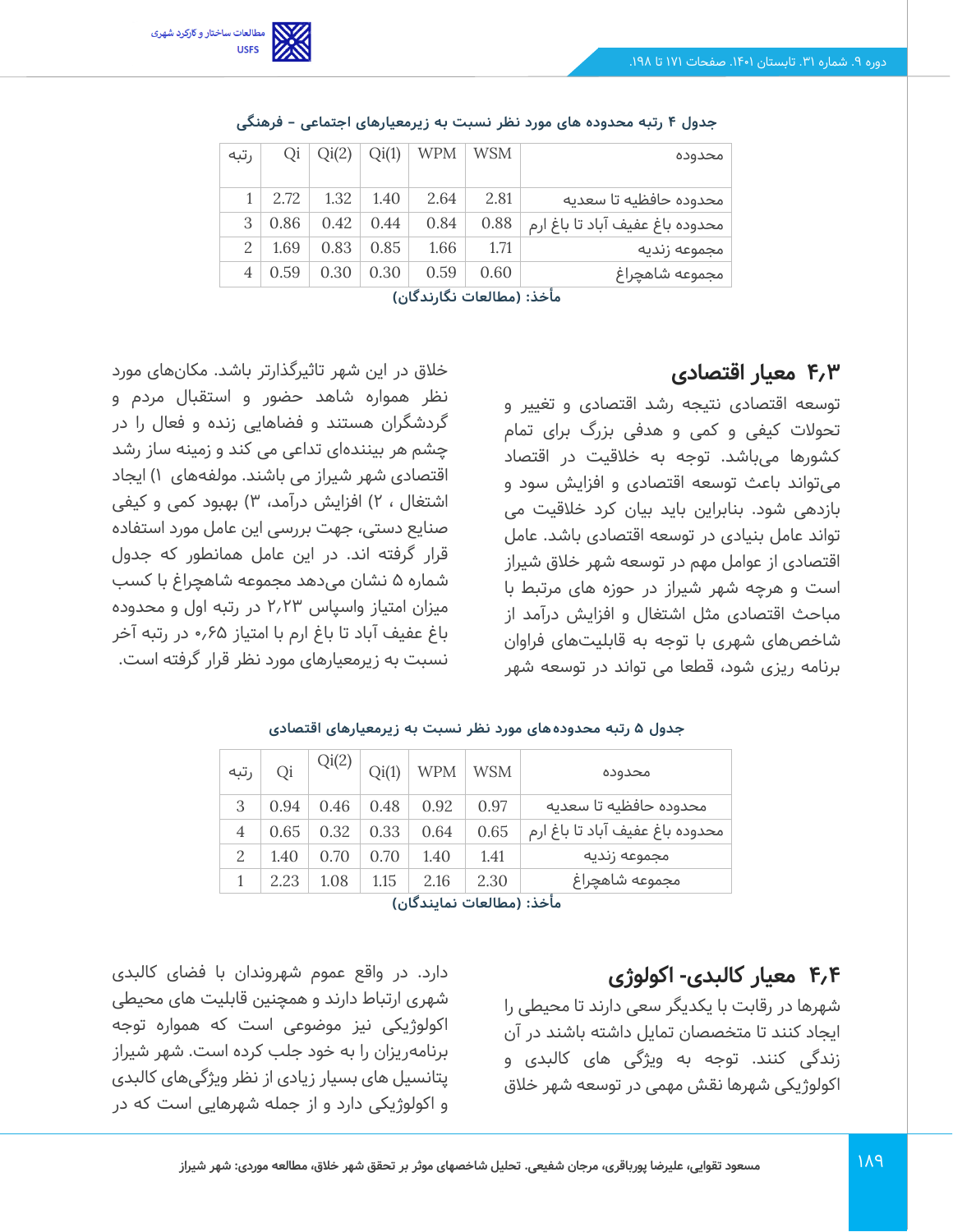جدول ۴ رتبه محدوده های مورد نظر نسبت به زیرمعیارهای اجتماعی - فرهنگی

| محدوده | WSM | WPM | Qi(1) | Qi(2) | Qi | رتبه |
|---|---|---|---|---|---|---|
| محدوده حافظیه تا سعدیه | 2.81 | 2.64 | 1.40 | 1.32 | 2.72 | 1 |
| محدوده باغ عفیف آباد تا باغ ارم | 0.88 | 0.84 | 0.44 | 0.42 | 0.86 | 3 |
| مجموعه زندیه | 1.71 | 1.66 | 0.85 | 0.83 | 1.69 | 2 |
| مجموعه شاهچراغ | 0.60 | 0.59 | 0.30 | 0.30 | 0.59 | 4 |

مأخذ: (مطالعات نگارندگان)

## ۴،۳ معیار اقتصادی

توسعه اقتصادی نتیجه رشد اقتصادی و تغییر و تحولات کیفی و کمی و هدفی بزرگ برای تمام کشورها می‌باشد. توجه به خلاقیت در اقتصاد می‌تواند باعث توسعه اقتصادی و افزایش سود و بازدهی شود. بنابراین باید بیان کرد خلاقیت می تواند عامل بنیادی در توسعه اقتصادی باشد. عامل اقتصادی از عوامل مهم در توسعه شهر خلاق شیراز است و هرچه شهر شیراز در حوزه های مرتبط با مباحث اقتصادی مثل اشتغال و افزایش درآمد از شاخص‌های شهری با توجه به قابلیت‌های فراوان برنامه ریزی شود، قطعا می تواند در توسعه شهر خلاق در این شهر تاثیرگذارتر باشد. مکان‌های مورد نظر همواره شاهد حضور و استقبال مردم و گردشگران هستند و فضاهایی زنده و فعال را در چشم هر بیننده‌ای تداعی می کند و زمینه ساز رشد اقتصادی شهر شیراز می باشند. مولفه‌های ۱) ایجاد اشتغال ، ۲) افزایش درآمد، ۳) بهبود کمی و کیفی صنایع دستی، جهت بررسی این عامل مورد استفاده قرار گرفته اند. در این عامل همانطور که جدول شماره ۵ نشان می‌دهد مجموعه شاهچراغ با کسب میزان امتیاز واسپاس ۲،۲۳ در رتبه اول و محدوده باغ عفیف آباد تا باغ ارم با امتیاز ۰،۶۵ در رتبه آخر نسبت به زیرمعیارهای مورد نظر قرار گرفته است.

جدول ۵ رتبه محدوده‌های مورد نظر نسبت به زیرمعیارهای اقتصادی

| محدوده | WSM | WPM | Qi(1) | Qi(2) | Qi | رتبه |
|---|---|---|---|---|---|---|
| محدوده حافظیه تا سعدیه | 0.97 | 0.92 | 0.48 | 0.46 | 0.94 | 3 |
| محدوده باغ عفیف آباد تا باغ ارم | 0.65 | 0.64 | 0.33 | 0.32 | 0.65 | 4 |
| مجموعه زندیه | 1.41 | 1.40 | 0.70 | 0.70 | 1.40 | 2 |
| مجموعه شاهچراغ | 2.30 | 2.16 | 1.15 | 1.08 | 2.23 | 1 |

مأخذ: (مطالعات نمایندگان)

## ۴،۴ معیار کالبدی- اکولوژی

شهرها در رقابت با یکدیگر سعی دارند تا محیطی را ایجاد کنند تا متخصصان تمایل داشته باشند در آن زندگی کنند. توجه به ویژگی های کالبدی و اکولوژیکی شهرها نقش مهمی در توسعه شهر خلاق دارد. در واقع عموم شهروندان با فضای کالبدی شهری ارتباط دارند و همچنین قابلیت های محیطی اکولوژیکی نیز موضوعی است که همواره توجه برنامه‌ریزان را به خود جلب کرده است. شهر شیراز پتانسیل های بسیار زیادی از نظر ویژگی‌های کالبدی و اکولوژیکی دارد و از جمله شهرهایی است که در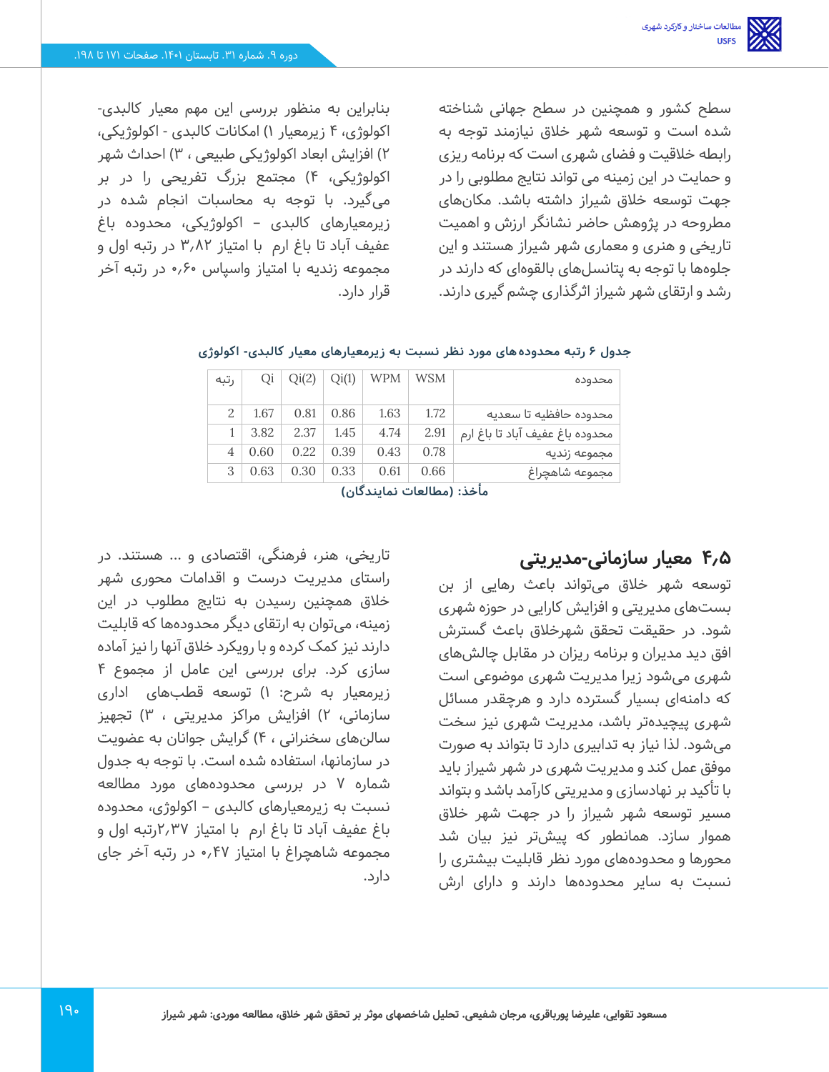سطح کشور و همچنین در سطح جهانی شناخته شده است و توسعه شهر خلاق نیازمند توجه به رابطه خلاقیت و فضای شهری است که برنامه ریزی و حمایت در این زمینه می تواند نتایج مطلوبی را در جهت توسعه خلاق شیراز داشته باشد. مکان‌های مطروحه در پژوهش حاضر نشانگر ارزش و اهمیت تاریخی و هنری و معماری شهر شیراز هستند و این جلوه‌ها با توجه به پتانسل‌های بالقوه‌ای که دارند در رشد و ارتقای شهر شیراز اثرگذاری چشم گیری دارند.

بنابراین به منظور بررسی این مهم معیار کالبدی- اکولوژی، ۴ زیرمعیار ۱) امکانات کالبدی - اکولوژیکی، ۲) افزایش ابعاد اکولوژیکی طبیعی ، ۳) احداث شهر اکولوژیکی، ۴) مجتمع بزرگ تفریحی را در بر می‌گیرد. با توجه به محاسبات انجام شده در زیرمعیارهای کالبدی – اکولوژیکی، محدوده باغ عفیف آباد تا باغ ارم  با امتیاز ۳٫۸۲ در رتبه اول و مجموعه زندیه با امتیاز واسپاس ۰٫۶۰ در رتبه آخر قرار دارد.

**جدول ۶ رتبه محدوده های مورد نظر نسبت به زیرمعیارهای معیار کالبدی- اکولوژی**

| محدوده | WSM | WPM | Qi(1) | Qi(2) | Qi | رتبه |
|---|---|---|---|---|---|---|
| محدوده حافظیه تا سعدیه | 1.72 | 1.63 | 0.86 | 0.81 | 1.67 | 2 |
| محدوده باغ عفیف آباد تا باغ ارم | 2.91 | 4.74 | 1.45 | 2.37 | 3.82 | 1 |
| مجموعه زندیه | 0.78 | 0.43 | 0.39 | 0.22 | 0.60 | 4 |
| مجموعه شاهچراغ | 0.66 | 0.61 | 0.33 | 0.30 | 0.63 | 3 |

**مأخذ: (مطالعات نمایندگان)**

## ۴٫۵ معیار سازمانی-مدیریتی

توسعه شهر خلاق می‌تواند باعث رهایی از بن بست‌های مدیریتی و افزایش کارایی در حوزه شهری شود. در حقیقت تحقق شهرخلاق باعث گسترش افق دید مدیران و برنامه ریزان در مقابل چالش‌های شهری می‌شود زیرا مدیریت شهری موضوعی است که دامنه‌ای بسیار گسترده دارد و هرچقدر مسائل شهری پیچیده‌تر باشد، مدیریت شهری نیز سخت می‌شود. لذا نیاز به تدابیری دارد تا بتواند به صورت موفق عمل کند و مدیریت شهری در شهر شیراز باید با تأکید بر نهادسازی و مدیریتی کارآمد باشد و بتواند مسیر توسعه شهر شیراز را در جهت شهر خلاق هموار سازد. همانطور که پیش‌تر نیز بیان شد محورها و محدوده‌های مورد نظر قابلیت بیشتری را نسبت به سایر محدوده‌ها دارند و دارای ارش تاریخی، هنر، فرهنگی، اقتصادی و ... هستند. در راستای مدیریت درست و اقدامات محوری شهر خلاق همچنین رسیدن به نتایج مطلوب در این زمینه، می‌توان به ارتقای دیگر محدوده‌ها که قابلیت دارند نیز کمک کرده و با رویکرد خلاق آنها را نیز آماده سازی کرد. برای بررسی این عامل از مجموع ۴ زیرمعیار به شرح: ۱) توسعه قطب‌های  اداری سازمانی، ۲) افزایش مراکز مدیریتی ، ۳) تجهیز سالن‌های سخنرانی ، ۴) گرایش جوانان به عضویت در سازمانها، استفاده شده است. با توجه به جدول شماره ۷ در بررسی محدوده‌های مورد مطالعه نسبت به زیرمعیارهای کالبدی – اکولوژی، محدوده باغ عفیف آباد تا باغ ارم  با امتیاز ۲٫۳۷رتبه اول و مجموعه شاهچراغ با امتیاز ۰٫۴۷ در رتبه آخر جای دارد.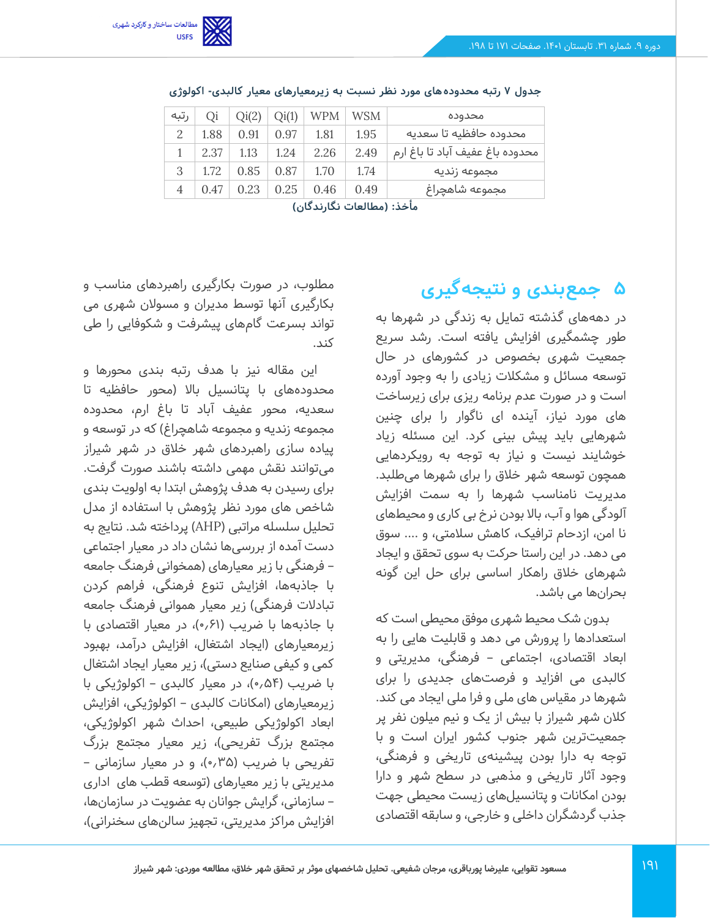**جدول ۷ رتبه محدوده‌های مورد نظر نسبت به زیرمعیارهای معیار کالبدی- اکولوژی**

| محدوده | WSM | WPM | Qi(1) | Qi(2) | Qi | رتبه |
|---|---|---|---|---|---|---|
| محدوده حافظیه تا سعدیه | 1.95 | 1.81 | 0.97 | 0.91 | 1.88 | 2 |
| محدوده باغ عفیف آباد تا باغ ارم | 2.49 | 2.26 | 1.24 | 1.13 | 2.37 | 1 |
| مجموعه زندیه | 1.74 | 1.70 | 0.87 | 0.85 | 1.72 | 3 |
| مجموعه شاهچراغ | 0.49 | 0.46 | 0.25 | 0.23 | 0.47 | 4 |

**مأخذ: (مطالعات نگارندگان)**

## ۵ جمع‌بندی و نتیجه‌گیری

در دهه‌های گذشته تمایل به زندگی در شهرها به طور چشمگیری افزایش یافته است. رشد سریع جمعیت شهری بخصوص در کشورهای در حال توسعه مسائل و مشکلات زیادی را به وجود آورده است و در صورت عدم برنامه ریزی برای زیرساخت های مورد نیاز، آینده ای ناگوار را برای چنین شهرهایی باید پیش بینی کرد. این مسئله زیاد خوشایند نیست و نیاز به توجه به رویکردهایی همچون توسعه شهر خلاق را برای شهرها می‌طلبد. مدیریت نامناسب شهرها را به سمت افزایش آلودگی هوا و آب، بالا بودن نرخ بی کاری و محیطهای نا امن، ازدحام ترافیک، کاهش سلامتی، و .... سوق می دهد. در این راستا حرکت به سوی تحقق و ایجاد شهرهای خلاق راهکار اساسی برای حل این گونه بحران‌ها می باشد.

بدون شک محیط شهری موفق محیطی است که استعدادها را پرورش می دهد و قابلیت هایی را به ابعاد اقتصادی، اجتماعی - فرهنگی، مدیریتی و کالبدی می افزاید و فرصت‌های جدیدی را برای شهرها در مقیاس های ملی و فرا ملی ایجاد می کند. کلان شهر شیراز با بیش از یک و نیم میلیون نفر پر جمعیت‌ترین شهر جنوب کشور ایران است و با توجه به دارا بودن پیشینه‌ی تاریخی و فرهنگی، وجود آثار تاریخی و مذهبی در سطح شهر و دارا بودن امکانات و پتانسیل‌های زیست محیطی جهت جذب گردشگران داخلی و خارجی، و سابقه اقتصادی مطلوب، در صورت بکارگیری راهبردهای مناسب و بکارگیری آنها توسط مدیران و مسولان شهری می تواند بسرعت گام‌های پیشرفت و شکوفایی را طی کند.

این مقاله نیز با هدف رتبه بندی محورها و محدوده‌های با پتانسیل بالا (محور حافظیه تا سعدیه، محور عفیف آباد تا باغ ارم، محدوده مجموعه زندیه و مجموعه شاهچراغ) که در توسعه و پیاده سازی راهبردهای شهر خلاق در شهر شیراز می‌توانند نقش مهمی داشته باشند صورت گرفت. برای رسیدن به هدف پژوهش ابتدا به اولویت بندی شاخص های مورد نظر پژوهش با استفاده از مدل تحلیل سلسله مراتبی (AHP) پرداخته شد. نتایج به دست آمده از بررسی‌ها نشان داد در معیار اجتماعی - فرهنگی با زیر معیارهای (همخوانی فرهنگ جامعه با جاذبه‌ها، افزایش تنوع فرهنگی، فراهم کردن تبادلات فرهنگی) زیر معیار همونای فرهنگ جامعه با جاذبه‌ها با ضریب (۰٫۶۱)، در معیار اقتصادی با زیرمعیارهای (ایجاد اشتغال، افزایش درآمد، بهبود کمی و کیفی صنایع دستی)، زیر معیار ایجاد اشتغال با ضریب (۰٫۵۴)، در معیار کالبدی - اکولوژیکی با زیرمعیارهای (امکانات کالبدی - اکولوژیکی، افزایش ابعاد اکولوژیکی طبیعی، احداث شهر اکولوژیکی، مجتمع بزرگ تفریحی)، زیر معیار مجتمع بزرگ تفریحی با ضریب (۰٫۳۵)، و در معیار سازمانی - مدیریتی با زیر معیارهای (توسعه قطب های اداری - سازمانی، گرایش جوانان به عضویت در سازمان‌ها، افزایش مراکز مدیریتی، تجهیز سالن‌های سخنرانی)،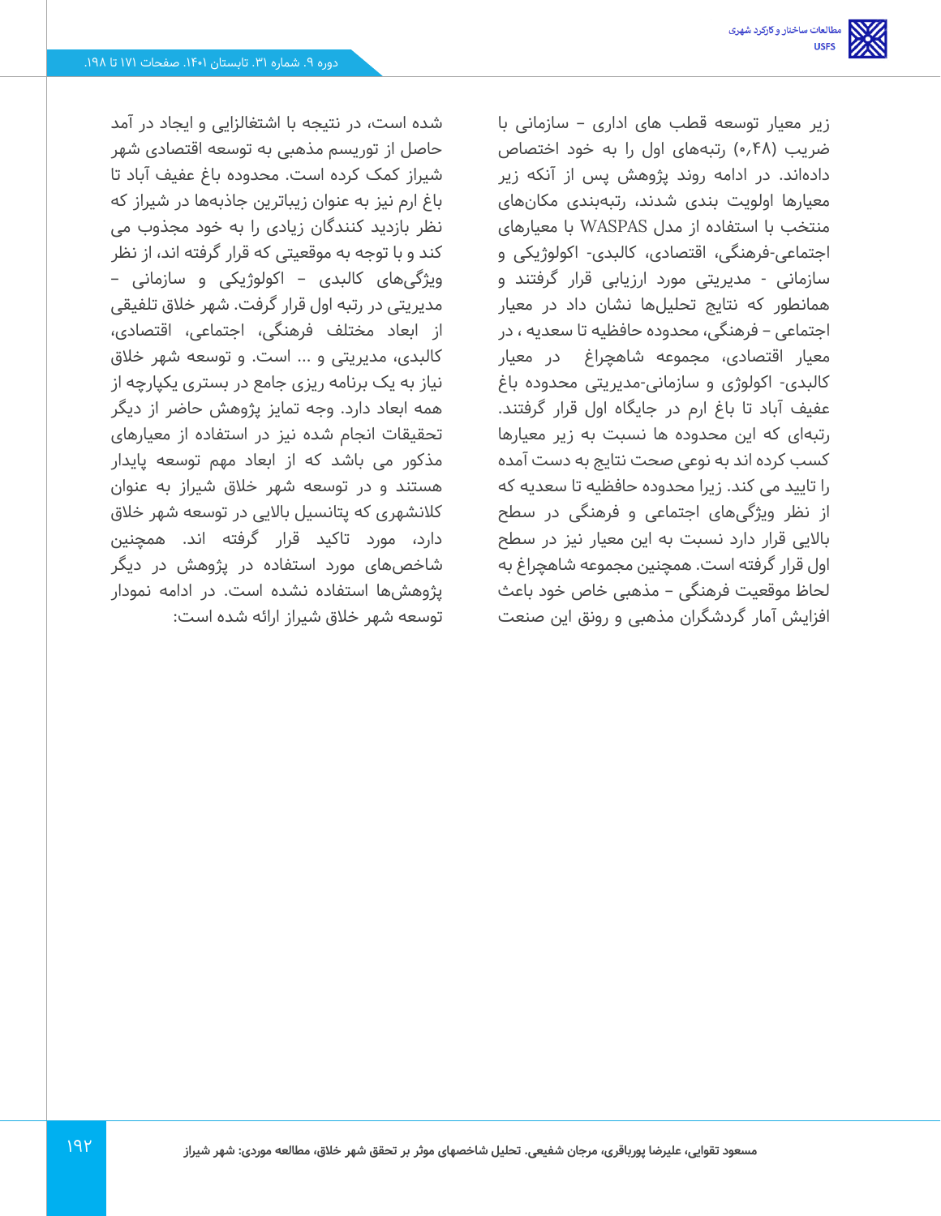زیر معیار توسعه قطب های اداری - سازمانی با ضریب (۰٫۴۸) رتبه‌های اول را به خود اختصاص داده‌اند. در ادامه روند پژوهش پس از آنکه زیر معیارها اولویت بندی شدند، رتبه‌بندی مکان‌های منتخب با استفاده از مدل WASPAS با معیارهای اجتماعی-فرهنگی، اقتصادی، کالبدی- اکولوژیکی و سازمانی - مدیریتی مورد ارزیابی قرار گرفتند و همانطور که نتایج تحلیل‌ها نشان داد در معیار اجتماعی – فرهنگی، محدوده حافظیه تا سعدیه ، در معیار اقتصادی، مجموعه شاهچراغ  در معیار کالبدی- اکولوژی و سازمانی-مدیریتی محدوده باغ عفیف آباد تا باغ ارم در جایگاه اول قرار گرفتند. رتبه‌ای که این محدوده ها نسبت به زیر معیارها کسب کرده اند به نوعی صحت نتایج به دست آمده را تایید می کند. زیرا محدوده حافظیه تا سعدیه که از نظر ویژگی‌های اجتماعی و فرهنگی در سطح بالایی قرار دارد نسبت به این معیار نیز در سطح اول قرار گرفته است. همچنین مجموعه شاهچراغ به لحاظ موقعیت فرهنگی – مذهبی خاص خود باعث افزایش آمار گردشگران مذهبی و رونق این صنعت شده است، در نتیجه با اشتغالزایی و ایجاد در آمد حاصل از توریسم مذهبی به توسعه اقتصادی شهر شیراز کمک کرده است. محدوده باغ عفیف آباد تا باغ ارم نیز به عنوان زیباترین جاذبه‌ها در شیراز که نظر بازدید کنندگان زیادی را به خود مجذوب می کند و با توجه به موقعیتی که قرار گرفته اند، از نظر ویژگی‌های کالبدی – اکولوژیکی و سازمانی – مدیریتی در رتبه اول قرار گرفت. شهر خلاق تلفیقی از ابعاد مختلف فرهنگی، اجتماعی، اقتصادی، کالبدی، مدیریتی و ... است. و توسعه شهر خلاق نیاز به یک برنامه ریزی جامع در بستری یکپارچه از همه ابعاد دارد. وجه تمایز پژوهش حاضر از دیگر تحقیقات انجام شده نیز در استفاده از معیارهای مذکور می باشد که از ابعاد مهم توسعه پایدار هستند و در توسعه شهر خلاق شیراز به عنوان کلانشهری که پتانسیل بالایی در توسعه شهر خلاق دارد، مورد تاکید قرار گرفته اند. همچنین شاخص‌های مورد استفاده در پژوهش در دیگر پژوهش‌ها استفاده نشده است. در ادامه نمودار توسعه شهر خلاق شیراز ارائه شده است: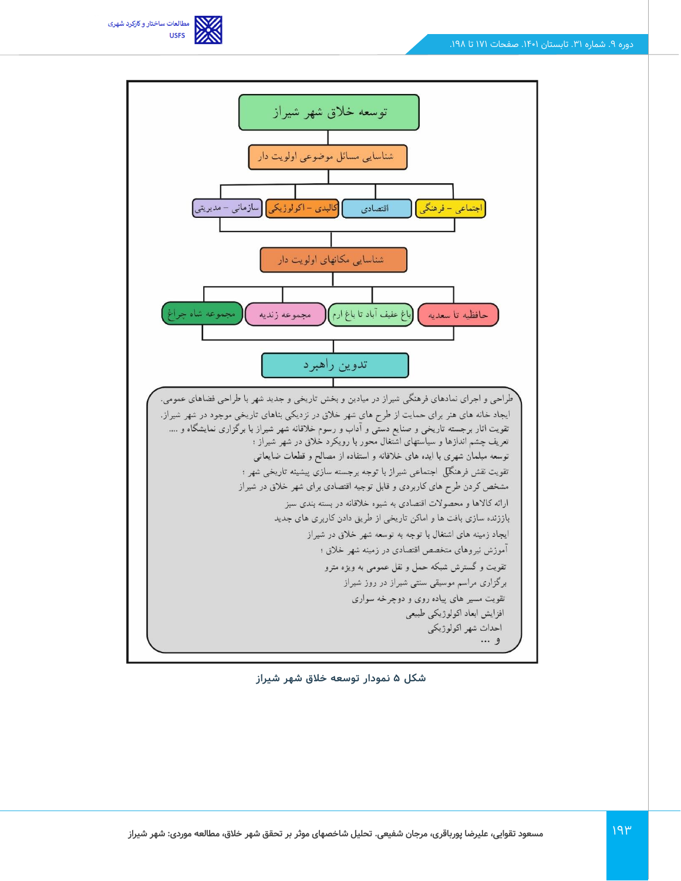توسعه خلاق شهر شیراز

شناسایی مسائل موضوعی اولویت دار

- اجتماعی – فرهنگی
- اقتصادی
- کالبدی – اکولوژیکی
- سازمانی – مدیریتی

شناسایی مکانهای اولویت دار

- حافظیه تا سعدیه
- باغ عفیف آباد تا باغ ارم
- مجموعه زندیه
- مجموعه شاه چراغ

تدوین راهبرد

- طراحی و اجرای نمادهای فرهنگی شیراز در میادین و بخش تاریخی و جدید شهر با طراحی فضاهای عمومی.
- ایجاد خانه های هنر برای حمایت از طرح های شهر خلاق در نزدیکی بناهای تاریخی موجود در شهر شیراز.
- تقویت اثار برجسته تاریخی و صنایع دستی و آداب و رسوم خلاقانه شهر شیراز با برگزاری نمایشگاه و ....
- تعریف چشم اندازها و سیاستهای اشتغال محور با رویکرد خلاق در شهر شیراز ؛
- توسعه مبلمان شهری با ایده های خلاقانه و استفاده از مصالح و قطعات ضایعاتی
- تقویت نقش فرهنگی اجتماعی شیراز با توجه برجسته سازی پیشینه تاریخی شهر ؛
- مشخص کردن طرح های کاربردی و قابل توجیه اقتصادی برای شهر خلاق در شیراز
- ارائه کالاها و محصولات اقتصادی به شیوه خلاقانه در بسته بندی سبز
- باززنده سازی بافت ها و اماکن تاریخی از طریق دادن کاربری های جدید
- ایجاد زمینه های اشتغال با توجه به توسعه شهر خلاق در شیراز
- آموزش نیروهای متخصص اقتصادی در زمینه شهر خلاق ؛
- تقویت و گسترش شبکه حمل و نقل عمومی به ویژه مترو
- برگزاری مراسم موسیقی سنتی شیراز در روز شیراز
- تقویت مسیر های پیاده روی و دوچرخه سواری
- افزایش ابعاد اکولوژیکی طبیعی
- احداث شهر اکولوژیکی
- و ...

**شکل ۵ نمودار توسعه خلاق شهر شیراز**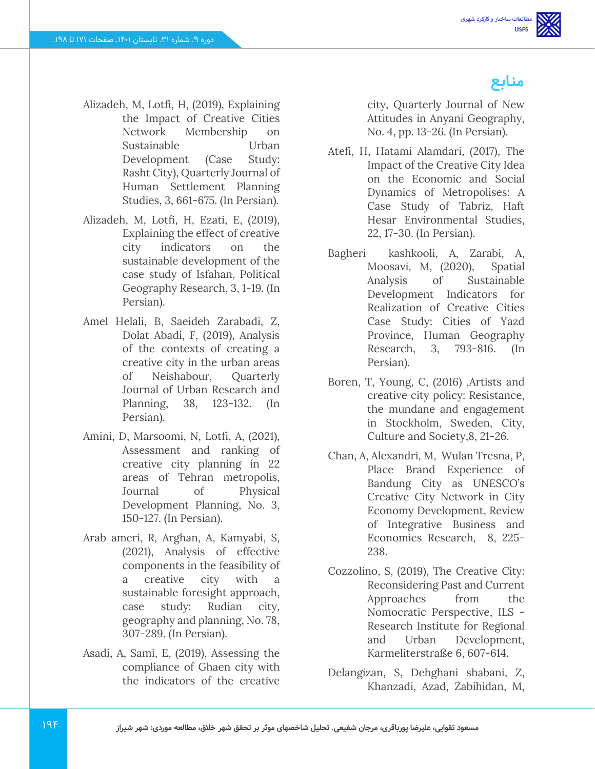## منابع

Alizadeh, M, Lotfi, H, (2019), Explaining the Impact of Creative Cities Network Membership on Sustainable Urban Development (Case Study: Rasht City), Quarterly Journal of Human Settlement Planning Studies, 3, 661-675. (In Persian).

Alizadeh, M, Lotfi, H, Ezati, E, (2019), Explaining the effect of creative city indicators on the sustainable development of the case study of Isfahan, Political Geography Research, 3, 1-19. (In Persian).

Amel Helali, B, Saeideh Zarabadi, Z, Dolat Abadi, F, (2019), Analysis of the contexts of creating a creative city in the urban areas of Neishabour, Quarterly Journal of Urban Research and Planning, 38, 123-132. (In Persian).

Amini, D, Marsoomi, N, Lotfi, A, (2021), Assessment and ranking of creative city planning in 22 areas of Tehran metropolis, Journal of Physical Development Planning, No. 3, 150-127. (In Persian).

Arab ameri, R, Arghan, A, Kamyabi, S, (2021), Analysis of effective components in the feasibility of a creative city with a sustainable foresight approach, case study: Rudian city, geography and planning, No. 78, 307-289. (In Persian).

Asadi, A, Sami, E, (2019), Assessing the compliance of Ghaen city with the indicators of the creative city, Quarterly Journal of New Attitudes in Anyani Geography, No. 4, pp. 13-26. (In Persian).

Atefi, H, Hatami Alamdari, (2017), The Impact of the Creative City Idea on the Economic and Social Dynamics of Metropolises: A Case Study of Tabriz, Haft Hesar Environmental Studies, 22, 17-30. (In Persian).

Bagheri kashkooli, A, Zarabi, A, Moosavi, M, (2020), Spatial Analysis of Sustainable Development Indicators for Realization of Creative Cities Case Study: Cities of Yazd Province, Human Geography Research, 3, 793-816. (In Persian).

Boren, T, Young, C, (2016) ,Artists and creative city policy: Resistance, the mundane and engagement in Stockholm, Sweden, City, Culture and Society,8, 21-26.

Chan, A, Alexandri, M, Wulan Tresna, P, Place Brand Experience of Bandung City as UNESCO's Creative City Network in City Economy Development, Review of Integrative Business and Economics Research, 8, 225-238.

Cozzolino, S, (2019), The Creative City: Reconsidering Past and Current Approaches from the Nomocratic Perspective, ILS - Research Institute for Regional and Urban Development, Karmeliterstraße 6, 607-614.

Delangizan, S, Dehghani shabani, Z, Khanzadi, Azad, Zabihidan, M,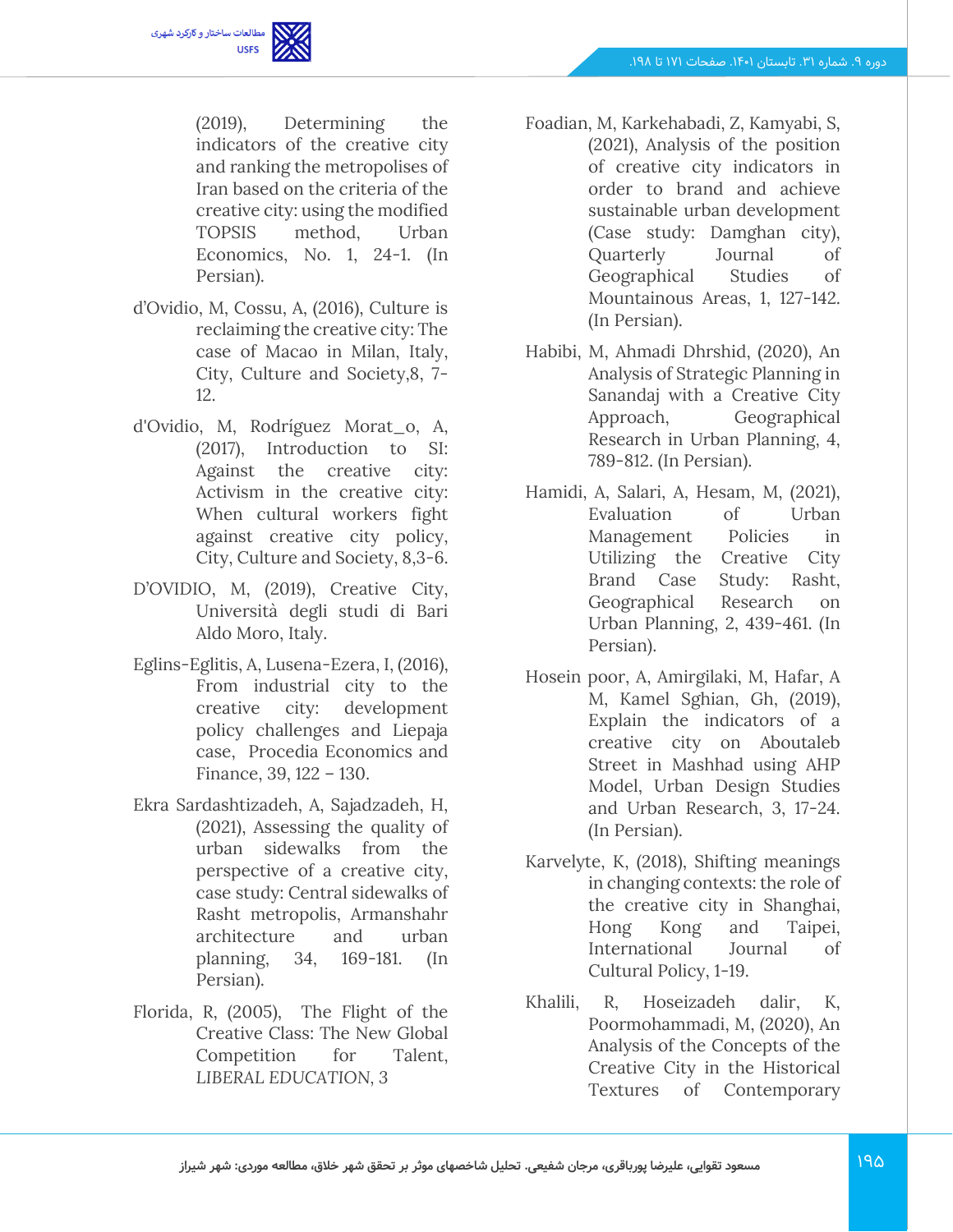(2019), Determining the indicators of the creative city and ranking the metropolises of Iran based on the criteria of the creative city: using the modified TOPSIS method, Urban Economics, No. 1, 24-1. (In Persian).

d'Ovidio, M, Cossu, A, (2016), Culture is reclaiming the creative city: The case of Macao in Milan, Italy, City, Culture and Society,8, 7-12.

d'Ovidio, M, Rodríguez Morat_o, A, (2017), Introduction to SI: Against the creative city: Activism in the creative city: When cultural workers fight against creative city policy, City, Culture and Society, 8,3-6.

D'OVIDIO, M, (2019), Creative City, Università degli studi di Bari Aldo Moro, Italy.

Eglins-Eglitis, A, Lusena-Ezera, I, (2016), From industrial city to the creative city: development policy challenges and Liepaja case, Procedia Economics and Finance, 39, 122 – 130.

Ekra Sardashtizadeh, A, Sajadzadeh, H, (2021), Assessing the quality of urban sidewalks from the perspective of a creative city, case study: Central sidewalks of Rasht metropolis, Armanshahr architecture and urban planning, 34, 169-181. (In Persian).

Florida, R, (2005), The Flight of the Creative Class: The New Global Competition for Talent, *LIBERAL EDUCATION, 3*

Foadian, M, Karkehabadi, Z, Kamyabi, S, (2021), Analysis of the position of creative city indicators in order to brand and achieve sustainable urban development (Case study: Damghan city), Quarterly Journal of Geographical Studies of Mountainous Areas, 1, 127-142. (In Persian).

Habibi, M, Ahmadi Dhrshid, (2020), An Analysis of Strategic Planning in Sanandaj with a Creative City Approach, Geographical Research in Urban Planning, 4, 789-812. (In Persian).

Hamidi, A, Salari, A, Hesam, M, (2021), Evaluation of Urban Management Policies in Utilizing the Creative City Brand Case Study: Rasht, Geographical Research on Urban Planning, 2, 439-461. (In Persian).

Hosein poor, A, Amirgilaki, M, Hafar, A M, Kamel Sghian, Gh, (2019), Explain the indicators of a creative city on Aboutaleb Street in Mashhad using AHP Model, Urban Design Studies and Urban Research, 3, 17-24. (In Persian).

Karvelyte, K, (2018), Shifting meanings in changing contexts: the role of the creative city in Shanghai, Hong Kong and Taipei, International Journal of Cultural Policy, 1-19.

Khalili, R, Hoseizadeh dalir, K, Poormohammadi, M, (2020), An Analysis of the Concepts of the Creative City in the Historical Textures of Contemporary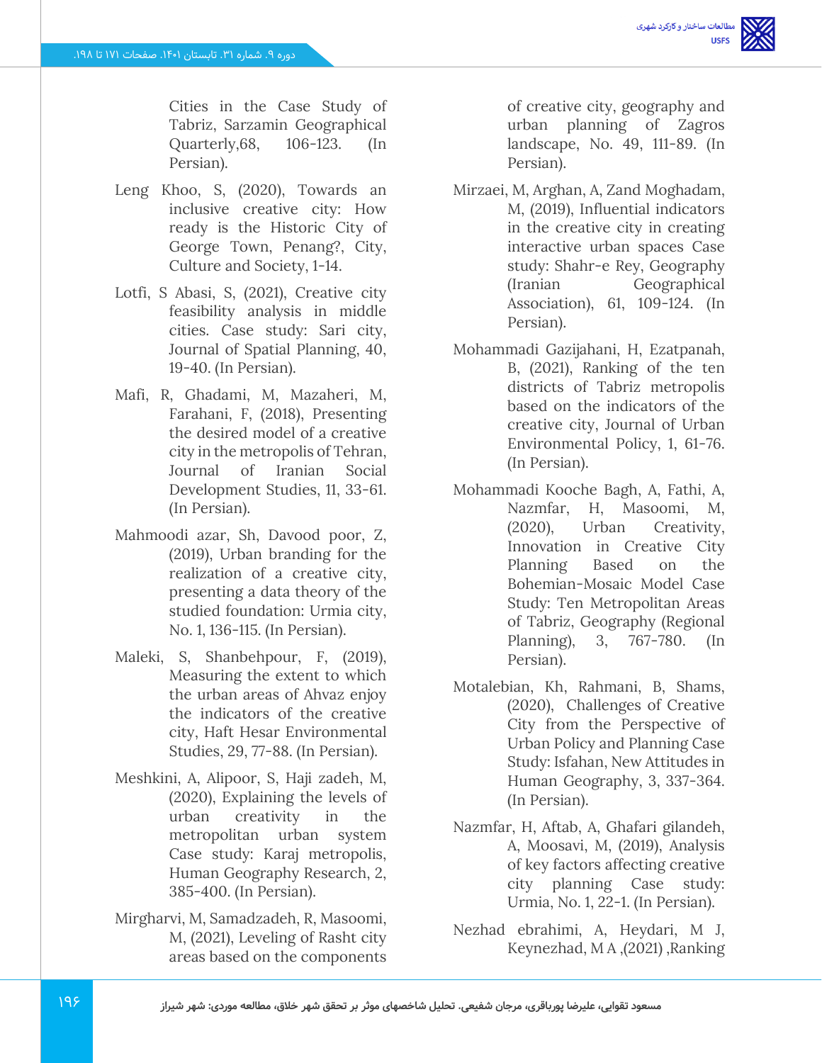Cities in the Case Study of Tabriz, Sarzamin Geographical Quarterly,68, 106-123. (In Persian).

Leng Khoo, S, (2020), Towards an inclusive creative city: How ready is the Historic City of George Town, Penang?, City, Culture and Society, 1-14.

Lotfi, S Abasi, S, (2021), Creative city feasibility analysis in middle cities. Case study: Sari city, Journal of Spatial Planning, 40, 19-40. (In Persian).

Mafi, R, Ghadami, M, Mazaheri, M, Farahani, F, (2018), Presenting the desired model of a creative city in the metropolis of Tehran, Journal of Iranian Social Development Studies, 11, 33-61. (In Persian).

Mahmoodi azar, Sh, Davood poor, Z, (2019), Urban branding for the realization of a creative city, presenting a data theory of the studied foundation: Urmia city, No. 1, 136-115. (In Persian).

Maleki, S, Shanbehpour, F, (2019), Measuring the extent to which the urban areas of Ahvaz enjoy the indicators of the creative city, Haft Hesar Environmental Studies, 29, 77-88. (In Persian).

Meshkini, A, Alipoor, S, Haji zadeh, M, (2020), Explaining the levels of urban creativity in the metropolitan urban system Case study: Karaj metropolis, Human Geography Research, 2, 385-400. (In Persian).

Mirgharvi, M, Samadzadeh, R, Masoomi, M, (2021), Leveling of Rasht city areas based on the components of creative city, geography and urban planning of Zagros landscape, No. 49, 111-89. (In Persian).

Mirzaei, M, Arghan, A, Zand Moghadam, M, (2019), Influential indicators in the creative city in creating interactive urban spaces Case study: Shahr-e Rey, Geography (Iranian Geographical Association), 61, 109-124. (In Persian).

Mohammadi Gazijahani, H, Ezatpanah, B, (2021), Ranking of the ten districts of Tabriz metropolis based on the indicators of the creative city, Journal of Urban Environmental Policy, 1, 61-76. (In Persian).

Mohammadi Kooche Bagh, A, Fathi, A, Nazmfar, H, Masoomi, M, (2020), Urban Creativity, Innovation in Creative City Planning Based on the Bohemian-Mosaic Model Case Study: Ten Metropolitan Areas of Tabriz, Geography (Regional Planning), 3, 767-780. (In Persian).

Motalebian, Kh, Rahmani, B, Shams, (2020), Challenges of Creative City from the Perspective of Urban Policy and Planning Case Study: Isfahan, New Attitudes in Human Geography, 3, 337-364. (In Persian).

Nazmfar, H, Aftab, A, Ghafari gilandeh, A, Moosavi, M, (2019), Analysis of key factors affecting creative city planning Case study: Urmia, No. 1, 22-1. (In Persian).

Nezhad ebrahimi, A, Heydari, M J, Keynezhad, M A ,(2021) ,Ranking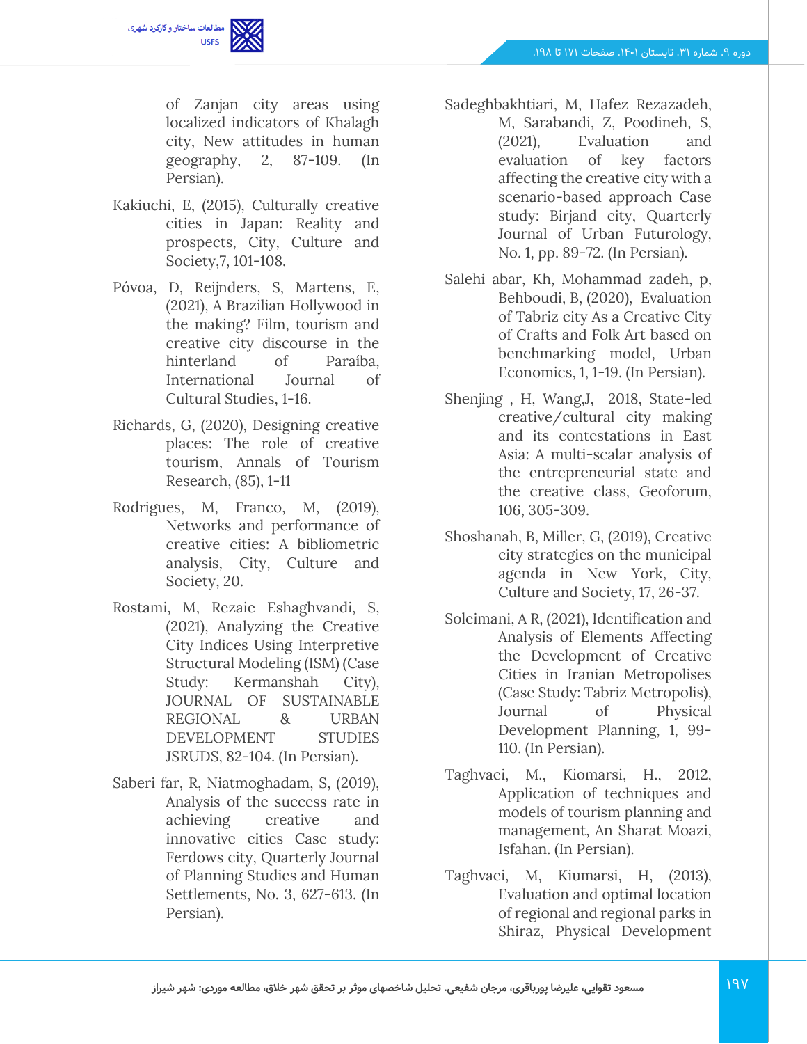of Zanjan city areas using localized indicators of Khalagh city, New attitudes in human geography, 2, 87-109. (In Persian).

Kakiuchi, E, (2015), Culturally creative cities in Japan: Reality and prospects, City, Culture and Society,7, 101-108.

Póvoa, D, Reijnders, S, Martens, E, (2021), A Brazilian Hollywood in the making? Film, tourism and creative city discourse in the hinterland of Paraíba, International Journal of Cultural Studies, 1-16.

Richards, G, (2020), Designing creative places: The role of creative tourism, Annals of Tourism Research, (85), 1-11

Rodrigues, M, Franco, M, (2019), Networks and performance of creative cities: A bibliometric analysis, City, Culture and Society, 20.

Rostami, M, Rezaie Eshaghvandi, S, (2021), Analyzing the Creative City Indices Using Interpretive Structural Modeling (ISM) (Case Study: Kermanshah City), JOURNAL OF SUSTAINABLE REGIONAL & URBAN DEVELOPMENT STUDIES JSRUDS, 82-104. (In Persian).

Saberi far, R, Niatmoghadam, S, (2019), Analysis of the success rate in achieving creative and innovative cities Case study: Ferdows city, Quarterly Journal of Planning Studies and Human Settlements, No. 3, 627-613. (In Persian).

Sadeghbakhtiari, M, Hafez Rezazadeh, M, Sarabandi, Z, Poodineh, S, (2021), Evaluation and evaluation of key factors affecting the creative city with a scenario-based approach Case study: Birjand city, Quarterly Journal of Urban Futurology, No. 1, pp. 89-72. (In Persian).

Salehi abar, Kh, Mohammad zadeh, p, Behboudi, B, (2020), Evaluation of Tabriz city As a Creative City of Crafts and Folk Art based on benchmarking model, Urban Economics, 1, 1-19. (In Persian).

Shenjing , H, Wang,J, 2018, State-led creative/cultural city making and its contestations in East Asia: A multi-scalar analysis of the entrepreneurial state and the creative class, Geoforum, 106, 305-309.

Shoshanah, B, Miller, G, (2019), Creative city strategies on the municipal agenda in New York, City, Culture and Society, 17, 26-37.

Soleimani, A R, (2021), Identification and Analysis of Elements Affecting the Development of Creative Cities in Iranian Metropolises (Case Study: Tabriz Metropolis), Journal of Physical Development Planning, 1, 99-110. (In Persian).

Taghvaei, M., Kiomarsi, H., 2012, Application of techniques and models of tourism planning and management, An Sharat Moazi, Isfahan. (In Persian).

Taghvaei, M, Kiumarsi, H, (2013), Evaluation and optimal location of regional and regional parks in Shiraz, Physical Development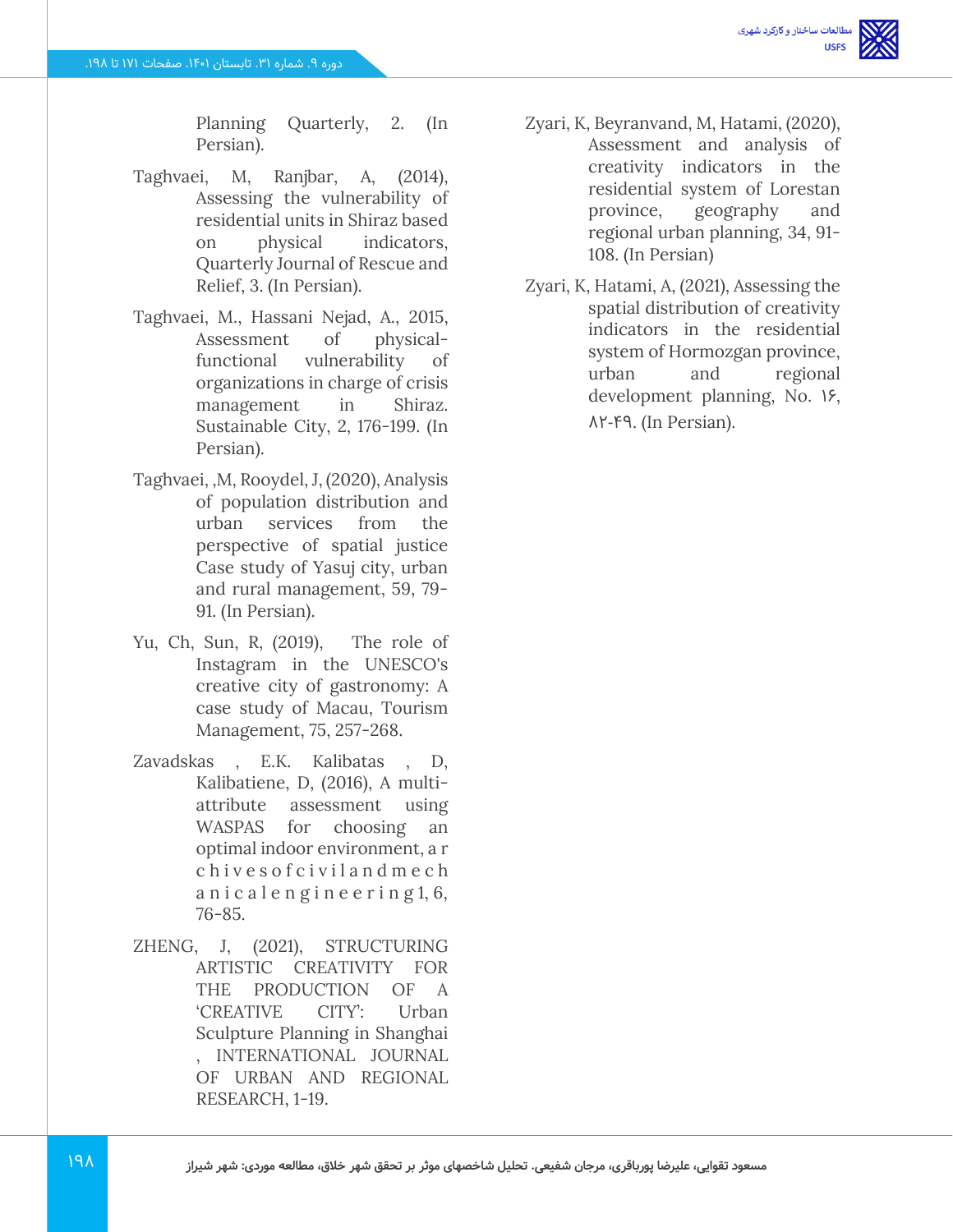Planning Quarterly, 2. (In Persian).

Taghvaei, M, Ranjbar, A, (2014), Assessing the vulnerability of residential units in Shiraz based on physical indicators, Quarterly Journal of Rescue and Relief, 3. (In Persian).

Taghvaei, M., Hassani Nejad, A., 2015, Assessment of physical-functional vulnerability of organizations in charge of crisis management in Shiraz. Sustainable City, 2, 176-199. (In Persian).

Taghvaei, ,M, Rooydel, J, (2020), Analysis of population distribution and urban services from the perspective of spatial justice Case study of Yasuj city, urban and rural management, 59, 79-91. (In Persian).

Yu, Ch, Sun, R, (2019), The role of Instagram in the UNESCO's creative city of gastronomy: A case study of Macau, Tourism Management, 75, 257-268.

Zavadskas , E.K. Kalibatas , D, Kalibatiene, D, (2016), A multi-attribute assessment using WASPAS for choosing an optimal indoor environment, a r c h i v e s o f c i v i l a n d m e c h a n i c a l e n g i n e e r i n g 1, 6, 76-85.

ZHENG, J, (2021), STRUCTURING ARTISTIC CREATIVITY FOR THE PRODUCTION OF A 'CREATIVE CITY': Urban Sculpture Planning in Shanghai , INTERNATIONAL JOURNAL OF URBAN AND REGIONAL RESEARCH, 1-19.

Zyari, K, Beyranvand, M, Hatami, (2020), Assessment and analysis of creativity indicators in the residential system of Lorestan province, geography and regional urban planning, 34, 91-108. (In Persian)

Zyari, K, Hatami, A, (2021), Assessing the spatial distribution of creativity indicators in the residential system of Hormozgan province, urban and regional development planning, No. ۱۶, ۸۲-۴۹. (In Persian).